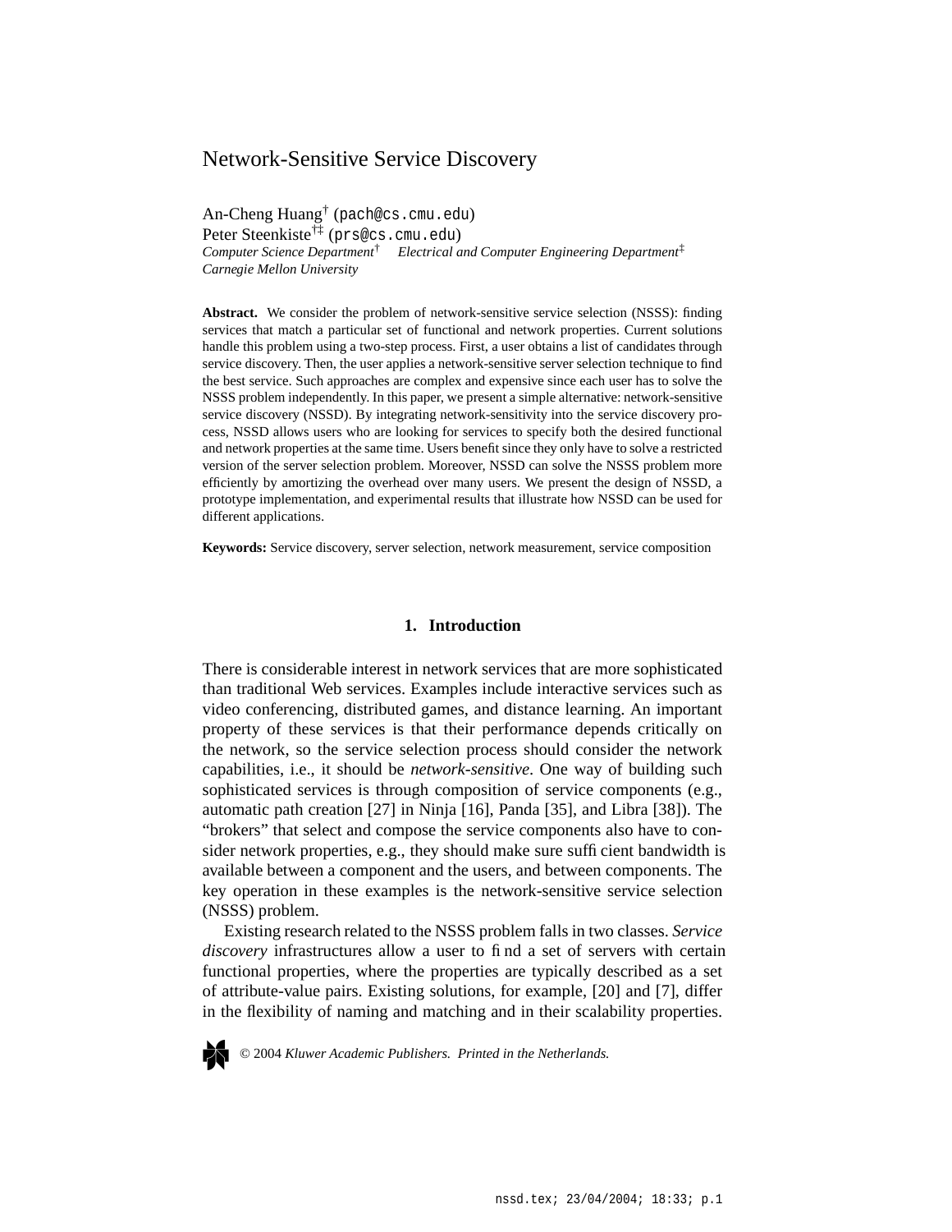# Network-Sensitive Service Discovery

An-Cheng Huang[†] (pach@cs.cmu.edu)
Peter Steenkiste[†‡] (prs@cs.cmu.edu)
*Computer Science Department*[†] *Electrical and Computer Engineering Department*[‡]
*Carnegie Mellon University*

**Abstract.** We consider the problem of network-sensitive service selection (NSSS): finding services that match a particular set of functional and network properties. Current solutions handle this problem using a two-step process. First, a user obtains a list of candidates through service discovery. Then, the user applies a network-sensitive server selection technique to find the best service. Such approaches are complex and expensive since each user has to solve the NSSS problem independently. In this paper, we present a simple alternative: network-sensitive service discovery (NSSD). By integrating network-sensitivity into the service discovery process, NSSD allows users who are looking for services to specify both the desired functional and network properties at the same time. Users benefit since they only have to solve a restricted version of the server selection problem. Moreover, NSSD can solve the NSSS problem more efficiently by amortizing the overhead over many users. We present the design of NSSD, a prototype implementation, and experimental results that illustrate how NSSD can be used for different applications.

**Keywords:** Service discovery, server selection, network measurement, service composition

## 1. Introduction

There is considerable interest in network services that are more sophisticated than traditional Web services. Examples include interactive services such as video conferencing, distributed games, and distance learning. An important property of these services is that their performance depends critically on the network, so the service selection process should consider the network capabilities, i.e., it should be *network-sensitive*. One way of building such sophisticated services is through composition of service components (e.g., automatic path creation [27] in Ninja [16], Panda [35], and Libra [38]). The "brokers" that select and compose the service components also have to consider network properties, e.g., they should make sure sufficient bandwidth is available between a component and the users, and between components. The key operation in these examples is the network-sensitive service selection (NSSS) problem.

Existing research related to the NSSS problem falls in two classes. *Service discovery* infrastructures allow a user to find a set of servers with certain functional properties, where the properties are typically described as a set of attribute-value pairs. Existing solutions, for example, [20] and [7], differ in the flexibility of naming and matching and in their scalability properties.

© 2004 *Kluwer Academic Publishers. Printed in the Netherlands.*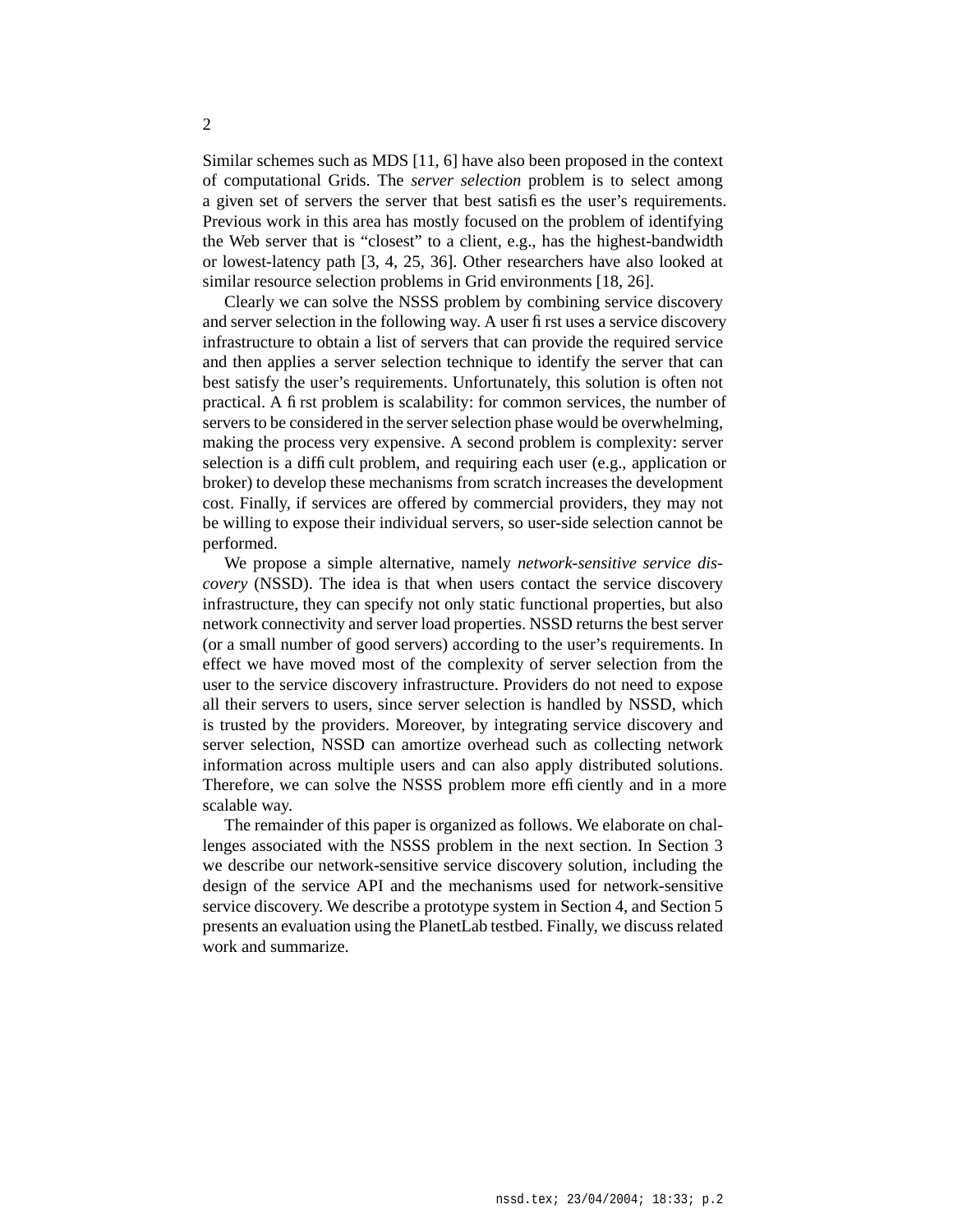Similar schemes such as MDS [11, 6] have also been proposed in the context of computational Grids. The *server selection* problem is to select among a given set of servers the server that best satisfies the user's requirements. Previous work in this area has mostly focused on the problem of identifying the Web server that is "closest" to a client, e.g., has the highest-bandwidth or lowest-latency path [3, 4, 25, 36]. Other researchers have also looked at similar resource selection problems in Grid environments [18, 26].

Clearly we can solve the NSSS problem by combining service discovery and server selection in the following way. A user first uses a service discovery infrastructure to obtain a list of servers that can provide the required service and then applies a server selection technique to identify the server that can best satisfy the user's requirements. Unfortunately, this solution is often not practical. A first problem is scalability: for common services, the number of servers to be considered in the server selection phase would be overwhelming, making the process very expensive. A second problem is complexity: server selection is a difficult problem, and requiring each user (e.g., application or broker) to develop these mechanisms from scratch increases the development cost. Finally, if services are offered by commercial providers, they may not be willing to expose their individual servers, so user-side selection cannot be performed.

We propose a simple alternative, namely *network-sensitive service discovery* (NSSD). The idea is that when users contact the service discovery infrastructure, they can specify not only static functional properties, but also network connectivity and server load properties. NSSD returns the best server (or a small number of good servers) according to the user's requirements. In effect we have moved most of the complexity of server selection from the user to the service discovery infrastructure. Providers do not need to expose all their servers to users, since server selection is handled by NSSD, which is trusted by the providers. Moreover, by integrating service discovery and server selection, NSSD can amortize overhead such as collecting network information across multiple users and can also apply distributed solutions. Therefore, we can solve the NSSS problem more efficiently and in a more scalable way.

The remainder of this paper is organized as follows. We elaborate on challenges associated with the NSSS problem in the next section. In Section 3 we describe our network-sensitive service discovery solution, including the design of the service API and the mechanisms used for network-sensitive service discovery. We describe a prototype system in Section 4, and Section 5 presents an evaluation using the PlanetLab testbed. Finally, we discuss related work and summarize.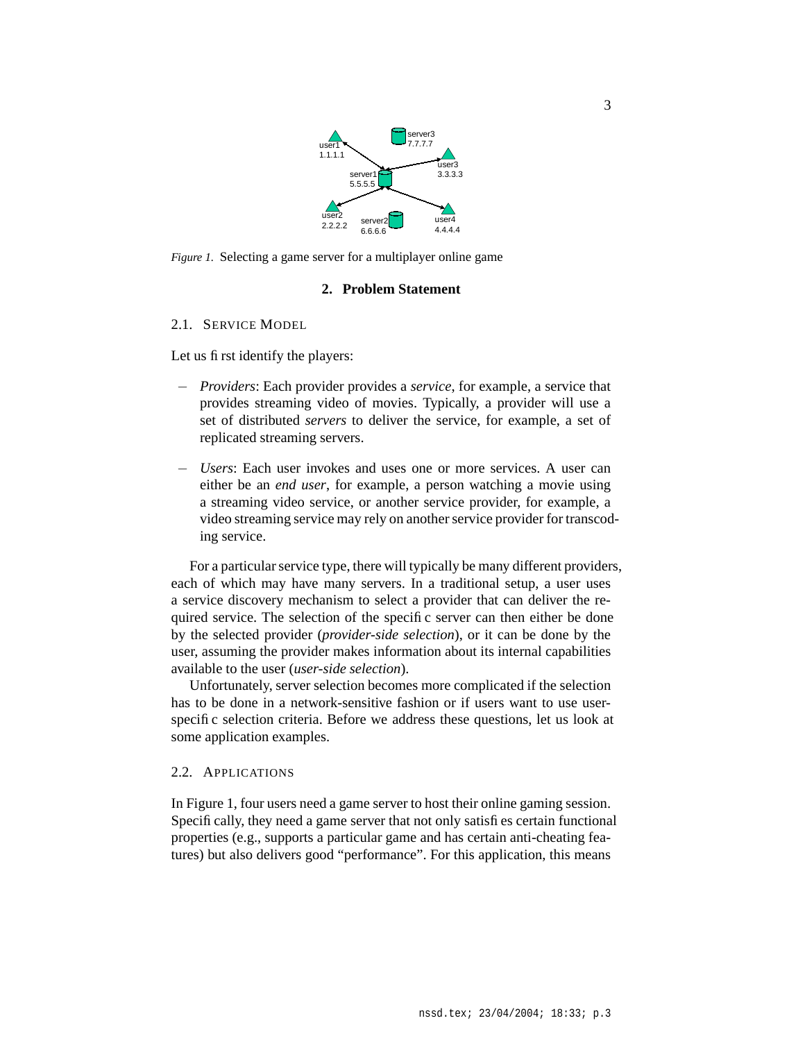Figure 1. Selecting a game server for a multiplayer online game

## 2. Problem Statement

### 2.1. Service Model

Let us first identify the players:

- *Providers*: Each provider provides a *service*, for example, a service that provides streaming video of movies. Typically, a provider will use a set of distributed *servers* to deliver the service, for example, a set of replicated streaming servers.

- *Users*: Each user invokes and uses one or more services. A user can either be an *end user*, for example, a person watching a movie using a streaming video service, or another service provider, for example, a video streaming service may rely on another service provider for transcoding service.

For a particular service type, there will typically be many different providers, each of which may have many servers. In a traditional setup, a user uses a service discovery mechanism to select a provider that can deliver the required service. The selection of the specific server can then either be done by the selected provider (*provider-side selection*), or it can be done by the user, assuming the provider makes information about its internal capabilities available to the user (*user-side selection*).

Unfortunately, server selection becomes more complicated if the selection has to be done in a network-sensitive fashion or if users want to use user-specific selection criteria. Before we address these questions, let us look at some application examples.

### 2.2. Applications

In Figure 1, four users need a game server to host their online gaming session. Specifically, they need a game server that not only satisfies certain functional properties (e.g., supports a particular game and has certain anti-cheating features) but also delivers good "performance". For this application, this means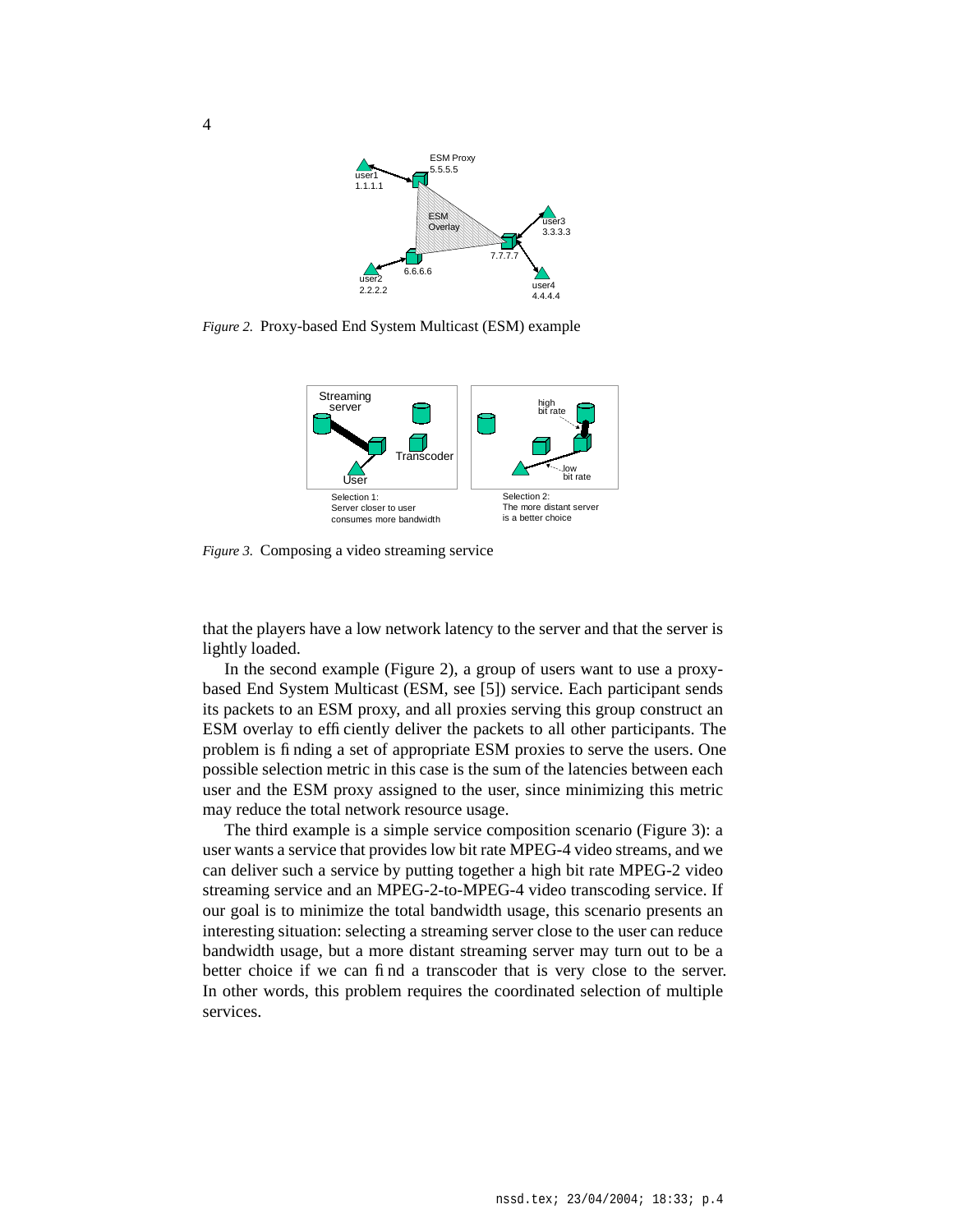*Figure 2.* Proxy-based End System Multicast (ESM) example

*Figure 3.* Composing a video streaming service

that the players have a low network latency to the server and that the server is lightly loaded.

In the second example (Figure 2), a group of users want to use a proxy-based End System Multicast (ESM, see [5]) service. Each participant sends its packets to an ESM proxy, and all proxies serving this group construct an ESM overlay to efficiently deliver the packets to all other participants. The problem is finding a set of appropriate ESM proxies to serve the users. One possible selection metric in this case is the sum of the latencies between each user and the ESM proxy assigned to the user, since minimizing this metric may reduce the total network resource usage.

The third example is a simple service composition scenario (Figure 3): a user wants a service that provides low bit rate MPEG-4 video streams, and we can deliver such a service by putting together a high bit rate MPEG-2 video streaming service and an MPEG-2-to-MPEG-4 video transcoding service. If our goal is to minimize the total bandwidth usage, this scenario presents an interesting situation: selecting a streaming server close to the user can reduce bandwidth usage, but a more distant streaming server may turn out to be a better choice if we can find a transcoder that is very close to the server. In other words, this problem requires the coordinated selection of multiple services.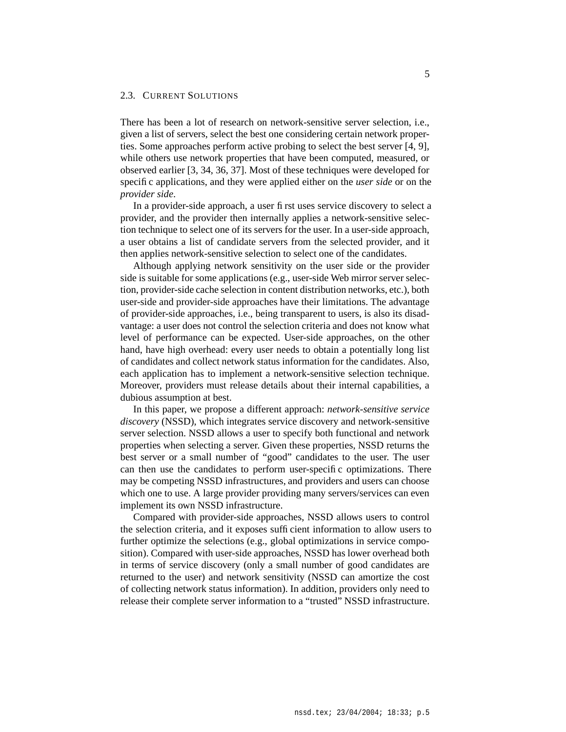## 2.3. Current Solutions

There has been a lot of research on network-sensitive server selection, i.e., given a list of servers, select the best one considering certain network properties. Some approaches perform active probing to select the best server [4, 9], while others use network properties that have been computed, measured, or observed earlier [3, 34, 36, 37]. Most of these techniques were developed for specific applications, and they were applied either on the *user side* or on the *provider side*.

In a provider-side approach, a user first uses service discovery to select a provider, and the provider then internally applies a network-sensitive selection technique to select one of its servers for the user. In a user-side approach, a user obtains a list of candidate servers from the selected provider, and it then applies network-sensitive selection to select one of the candidates.

Although applying network sensitivity on the user side or the provider side is suitable for some applications (e.g., user-side Web mirror server selection, provider-side cache selection in content distribution networks, etc.), both user-side and provider-side approaches have their limitations. The advantage of provider-side approaches, i.e., being transparent to users, is also its disadvantage: a user does not control the selection criteria and does not know what level of performance can be expected. User-side approaches, on the other hand, have high overhead: every user needs to obtain a potentially long list of candidates and collect network status information for the candidates. Also, each application has to implement a network-sensitive selection technique. Moreover, providers must release details about their internal capabilities, a dubious assumption at best.

In this paper, we propose a different approach: *network-sensitive service discovery* (NSSD), which integrates service discovery and network-sensitive server selection. NSSD allows a user to specify both functional and network properties when selecting a server. Given these properties, NSSD returns the best server or a small number of "good" candidates to the user. The user can then use the candidates to perform user-specific optimizations. There may be competing NSSD infrastructures, and providers and users can choose which one to use. A large provider providing many servers/services can even implement its own NSSD infrastructure.

Compared with provider-side approaches, NSSD allows users to control the selection criteria, and it exposes sufficient information to allow users to further optimize the selections (e.g., global optimizations in service composition). Compared with user-side approaches, NSSD has lower overhead both in terms of service discovery (only a small number of good candidates are returned to the user) and network sensitivity (NSSD can amortize the cost of collecting network status information). In addition, providers only need to release their complete server information to a "trusted" NSSD infrastructure.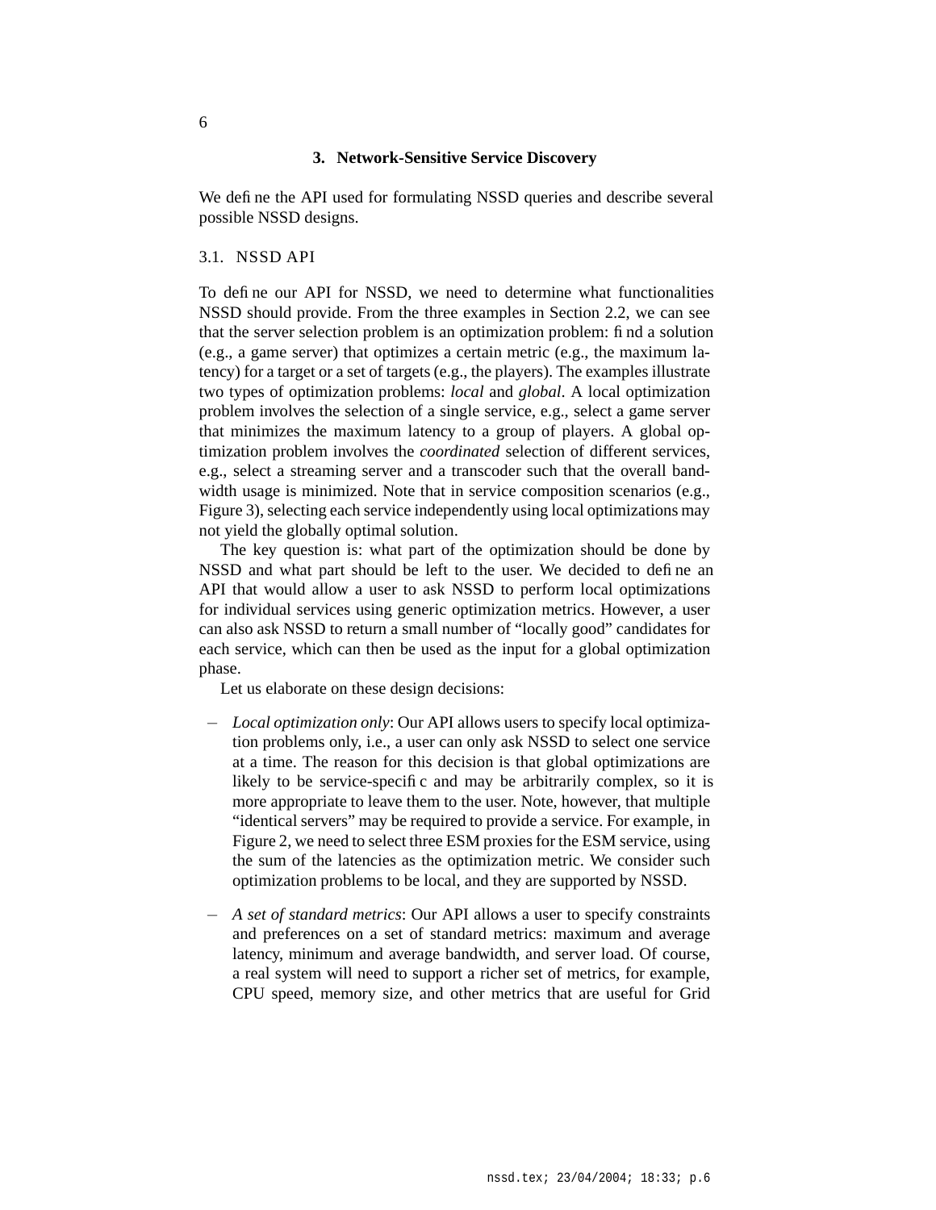## 3. Network-Sensitive Service Discovery

We define the API used for formulating NSSD queries and describe several possible NSSD designs.

### 3.1. NSSD API

To define our API for NSSD, we need to determine what functionalities NSSD should provide. From the three examples in Section 2.2, we can see that the server selection problem is an optimization problem: find a solution (e.g., a game server) that optimizes a certain metric (e.g., the maximum latency) for a target or a set of targets (e.g., the players). The examples illustrate two types of optimization problems: *local* and *global*. A local optimization problem involves the selection of a single service, e.g., select a game server that minimizes the maximum latency to a group of players. A global optimization problem involves the *coordinated* selection of different services, e.g., select a streaming server and a transcoder such that the overall bandwidth usage is minimized. Note that in service composition scenarios (e.g., Figure 3), selecting each service independently using local optimizations may not yield the globally optimal solution.

The key question is: what part of the optimization should be done by NSSD and what part should be left to the user. We decided to define an API that would allow a user to ask NSSD to perform local optimizations for individual services using generic optimization metrics. However, a user can also ask NSSD to return a small number of "locally good" candidates for each service, which can then be used as the input for a global optimization phase.

Let us elaborate on these design decisions:

- *Local optimization only*: Our API allows users to specify local optimization problems only, i.e., a user can only ask NSSD to select one service at a time. The reason for this decision is that global optimizations are likely to be service-specific and may be arbitrarily complex, so it is more appropriate to leave them to the user. Note, however, that multiple "identical servers" may be required to provide a service. For example, in Figure 2, we need to select three ESM proxies for the ESM service, using the sum of the latencies as the optimization metric. We consider such optimization problems to be local, and they are supported by NSSD.

- *A set of standard metrics*: Our API allows a user to specify constraints and preferences on a set of standard metrics: maximum and average latency, minimum and average bandwidth, and server load. Of course, a real system will need to support a richer set of metrics, for example, CPU speed, memory size, and other metrics that are useful for Grid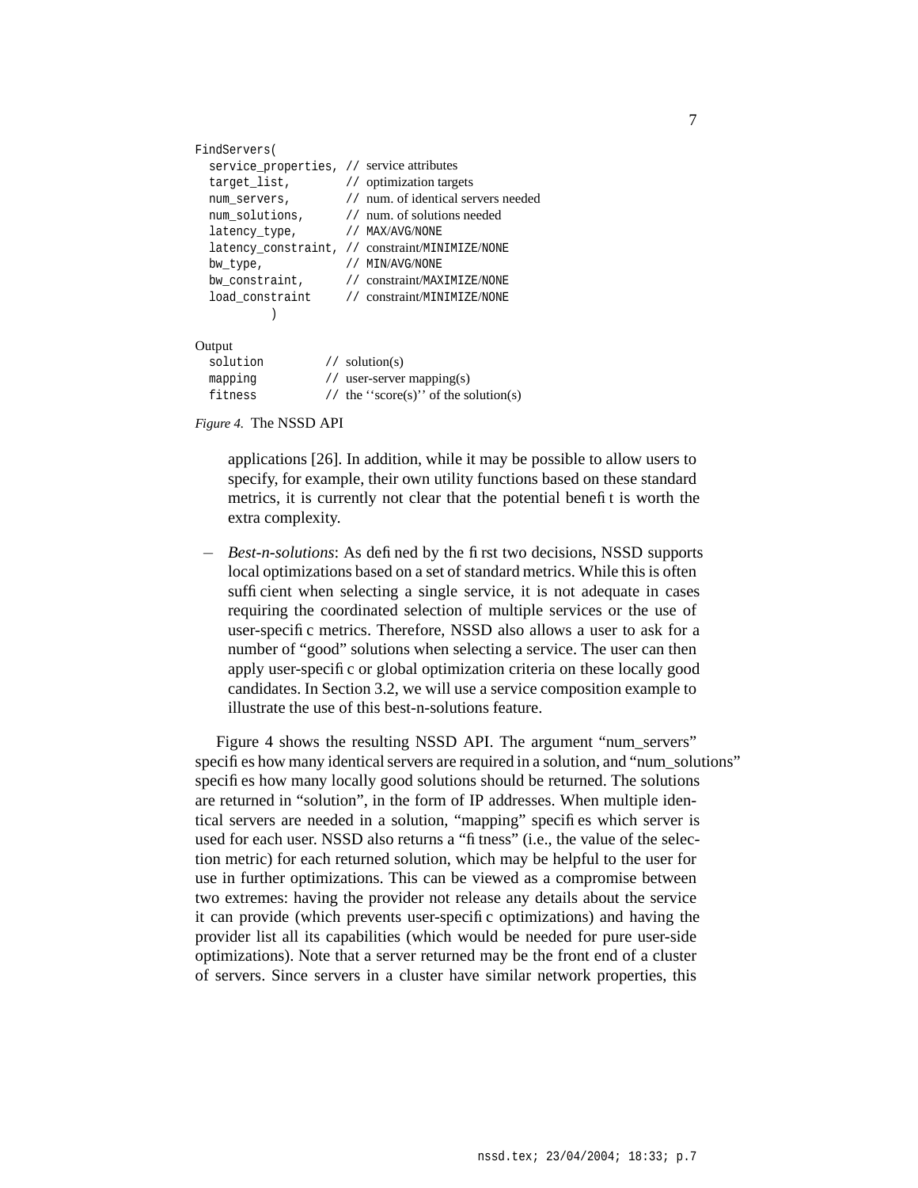```
FindServers(
  service_properties, // service attributes
  target_list,        // optimization targets
  num_servers,        // num. of identical servers needed
  num_solutions,      // num. of solutions needed
  latency_type,       // MAX/AVG/NONE
  latency_constraint, // constraint/MINIMIZE/NONE
  bw_type,            // MIN/AVG/NONE
  bw_constraint,      // constraint/MAXIMIZE/NONE
  load_constraint     // constraint/MINIMIZE/NONE
          )

Output
  solution         // solution(s)
  mapping          // user-server mapping(s)
  fitness          // the ''score(s)'' of the solution(s)
```

*Figure 4.* The NSSD API

applications [26]. In addition, while it may be possible to allow users to specify, for example, their own utility functions based on these standard metrics, it is currently not clear that the potential benefit is worth the extra complexity.

– *Best-n-solutions*: As defined by the first two decisions, NSSD supports local optimizations based on a set of standard metrics. While this is often sufficient when selecting a single service, it is not adequate in cases requiring the coordinated selection of multiple services or the use of user-specific metrics. Therefore, NSSD also allows a user to ask for a number of "good" solutions when selecting a service. The user can then apply user-specific or global optimization criteria on these locally good candidates. In Section 3.2, we will use a service composition example to illustrate the use of this best-n-solutions feature.

Figure 4 shows the resulting NSSD API. The argument "num_servers" specifies how many identical servers are required in a solution, and "num_solutions" specifies how many locally good solutions should be returned. The solutions are returned in "solution", in the form of IP addresses. When multiple identical servers are needed in a solution, "mapping" specifies which server is used for each user. NSSD also returns a "fitness" (i.e., the value of the selection metric) for each returned solution, which may be helpful to the user for use in further optimizations. This can be viewed as a compromise between two extremes: having the provider not release any details about the service it can provide (which prevents user-specific optimizations) and having the provider list all its capabilities (which would be needed for pure user-side optimizations). Note that a server returned may be the front end of a cluster of servers. Since servers in a cluster have similar network properties, this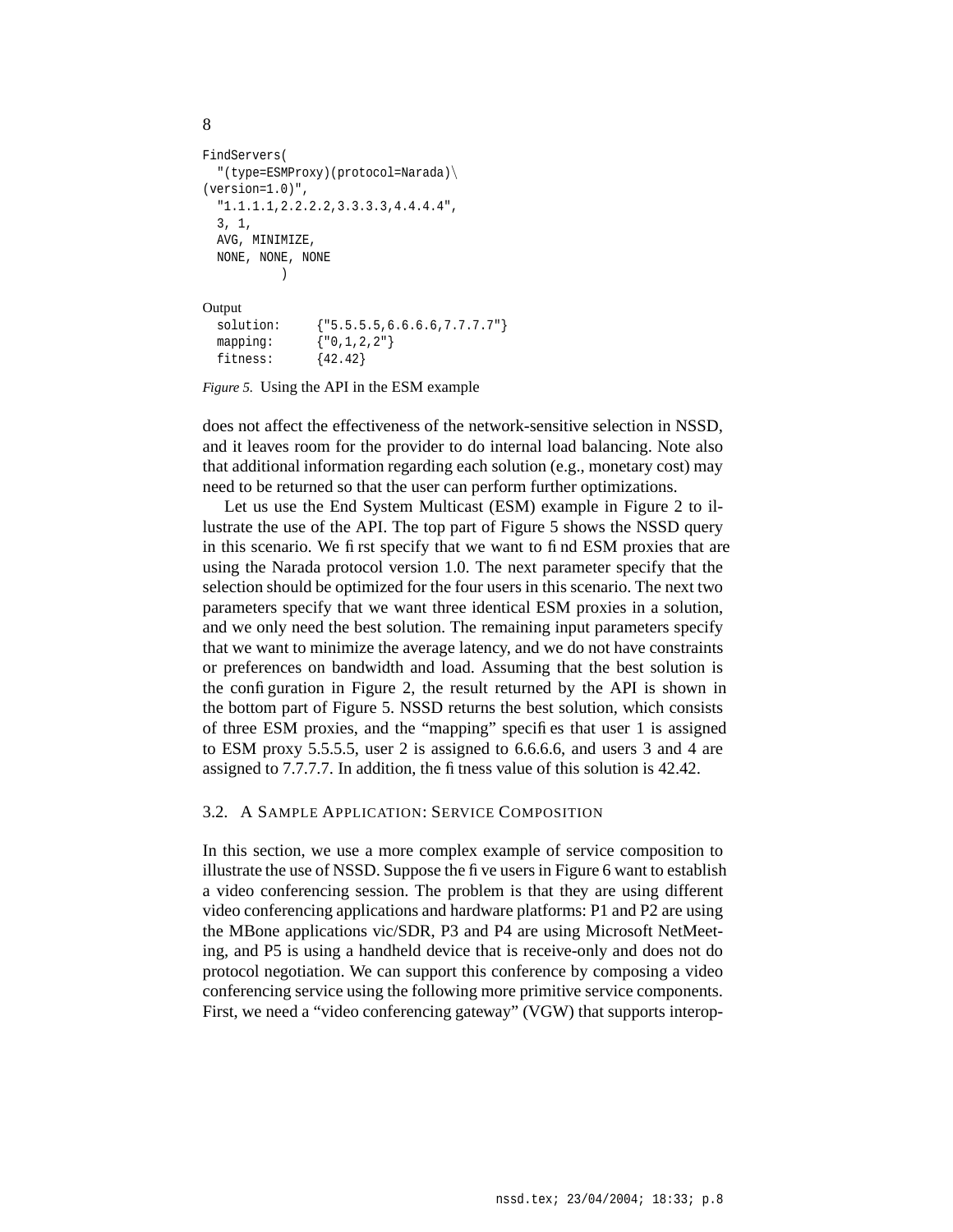```
FindServers(
  "(type=ESMProxy)(protocol=Narada)\
(version=1.0)",
  "1.1.1.1,2.2.2.2,3.3.3.3,4.4.4.4",
  3, 1,
  AVG, MINIMIZE,
  NONE, NONE, NONE
         )

Output
  solution:     {"5.5.5.5,6.6.6.6,7.7.7.7"}
  mapping:      {"0,1,2,2"}
  fitness:      {42.42}
```

*Figure 5.* Using the API in the ESM example

does not affect the effectiveness of the network-sensitive selection in NSSD, and it leaves room for the provider to do internal load balancing. Note also that additional information regarding each solution (e.g., monetary cost) may need to be returned so that the user can perform further optimizations.

Let us use the End System Multicast (ESM) example in Figure 2 to illustrate the use of the API. The top part of Figure 5 shows the NSSD query in this scenario. We first specify that we want to find ESM proxies that are using the Narada protocol version 1.0. The next parameter specify that the selection should be optimized for the four users in this scenario. The next two parameters specify that we want three identical ESM proxies in a solution, and we only need the best solution. The remaining input parameters specify that we want to minimize the average latency, and we do not have constraints or preferences on bandwidth and load. Assuming that the best solution is the configuration in Figure 2, the result returned by the API is shown in the bottom part of Figure 5. NSSD returns the best solution, which consists of three ESM proxies, and the "mapping" specifies that user 1 is assigned to ESM proxy 5.5.5.5, user 2 is assigned to 6.6.6.6, and users 3 and 4 are assigned to 7.7.7.7. In addition, the fitness value of this solution is 42.42.

### 3.2. A Sample Application: Service Composition

In this section, we use a more complex example of service composition to illustrate the use of NSSD. Suppose the five users in Figure 6 want to establish a video conferencing session. The problem is that they are using different video conferencing applications and hardware platforms: P1 and P2 are using the MBone applications vic/SDR, P3 and P4 are using Microsoft NetMeeting, and P5 is using a handheld device that is receive-only and does not do protocol negotiation. We can support this conference by composing a video conferencing service using the following more primitive service components. First, we need a "video conferencing gateway" (VGW) that supports interop-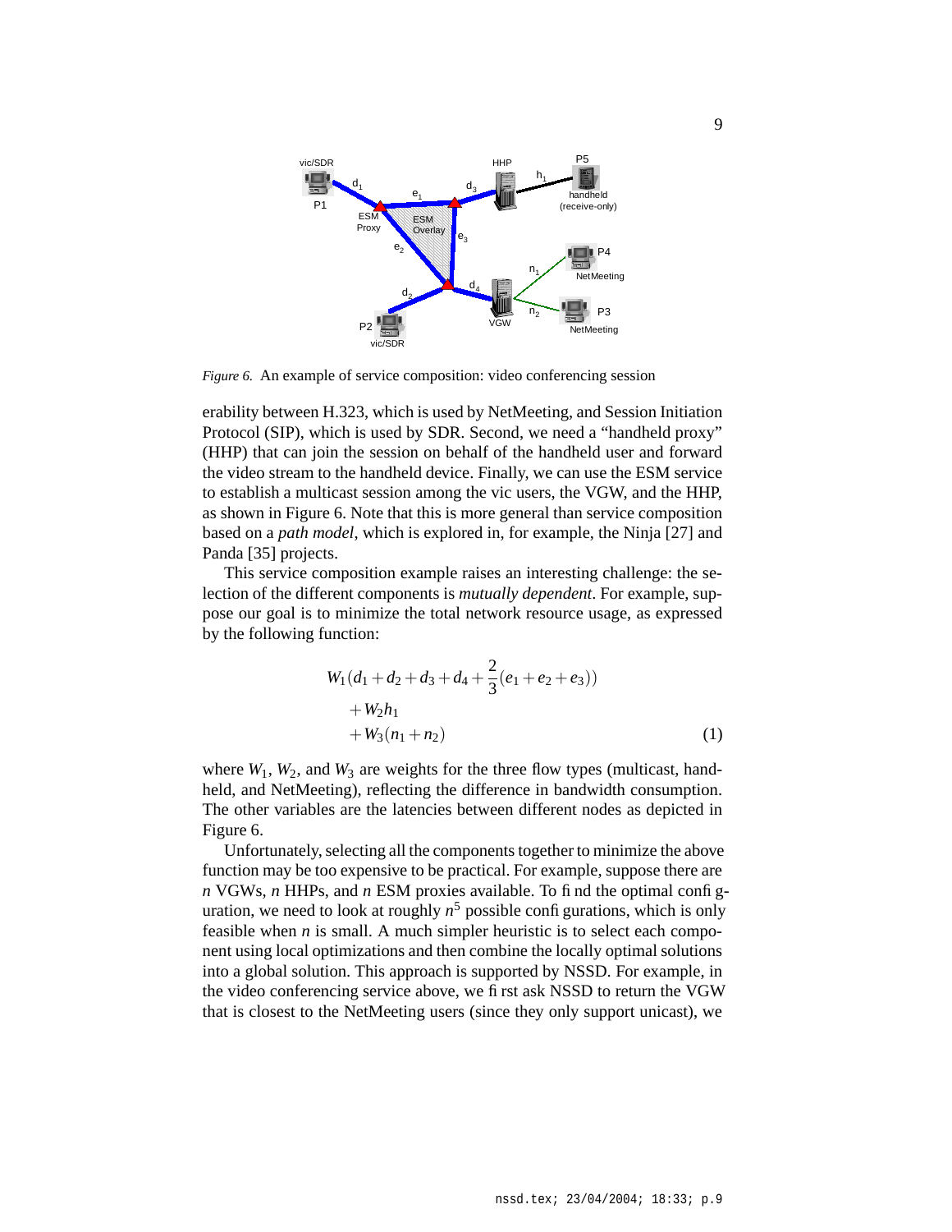*Figure 6.* An example of service composition: video conferencing session

erability between H.323, which is used by NetMeeting, and Session Initiation Protocol (SIP), which is used by SDR. Second, we need a "handheld proxy" (HHP) that can join the session on behalf of the handheld user and forward the video stream to the handheld device. Finally, we can use the ESM service to establish a multicast session among the vic users, the VGW, and the HHP, as shown in Figure 6. Note that this is more general than service composition based on a *path model*, which is explored in, for example, the Ninja [27] and Panda [35] projects.

This service composition example raises an interesting challenge: the selection of the different components is *mutually dependent*. For example, suppose our goal is to minimize the total network resource usage, as expressed by the following function:

$$
\begin{aligned}
& W_1(d_1 + d_2 + d_3 + d_4 + \frac{2}{3}(e_1 + e_2 + e_3)) \\
& \quad + W_2 h_1 \\
& \quad + W_3(n_1 + n_2) \qquad (1)
\end{aligned}
$$

where $W_1$, $W_2$, and $W_3$ are weights for the three flow types (multicast, handheld, and NetMeeting), reflecting the difference in bandwidth consumption. The other variables are the latencies between different nodes as depicted in Figure 6.

Unfortunately, selecting all the components together to minimize the above function may be too expensive to be practical. For example, suppose there are $n$ VGWs, $n$ HHPs, and $n$ ESM proxies available. To find the optimal configuration, we need to look at roughly $n^5$ possible configurations, which is only feasible when $n$ is small. A much simpler heuristic is to select each component using local optimizations and then combine the locally optimal solutions into a global solution. This approach is supported by NSSD. For example, in the video conferencing service above, we first ask NSSD to return the VGW that is closest to the NetMeeting users (since they only support unicast), we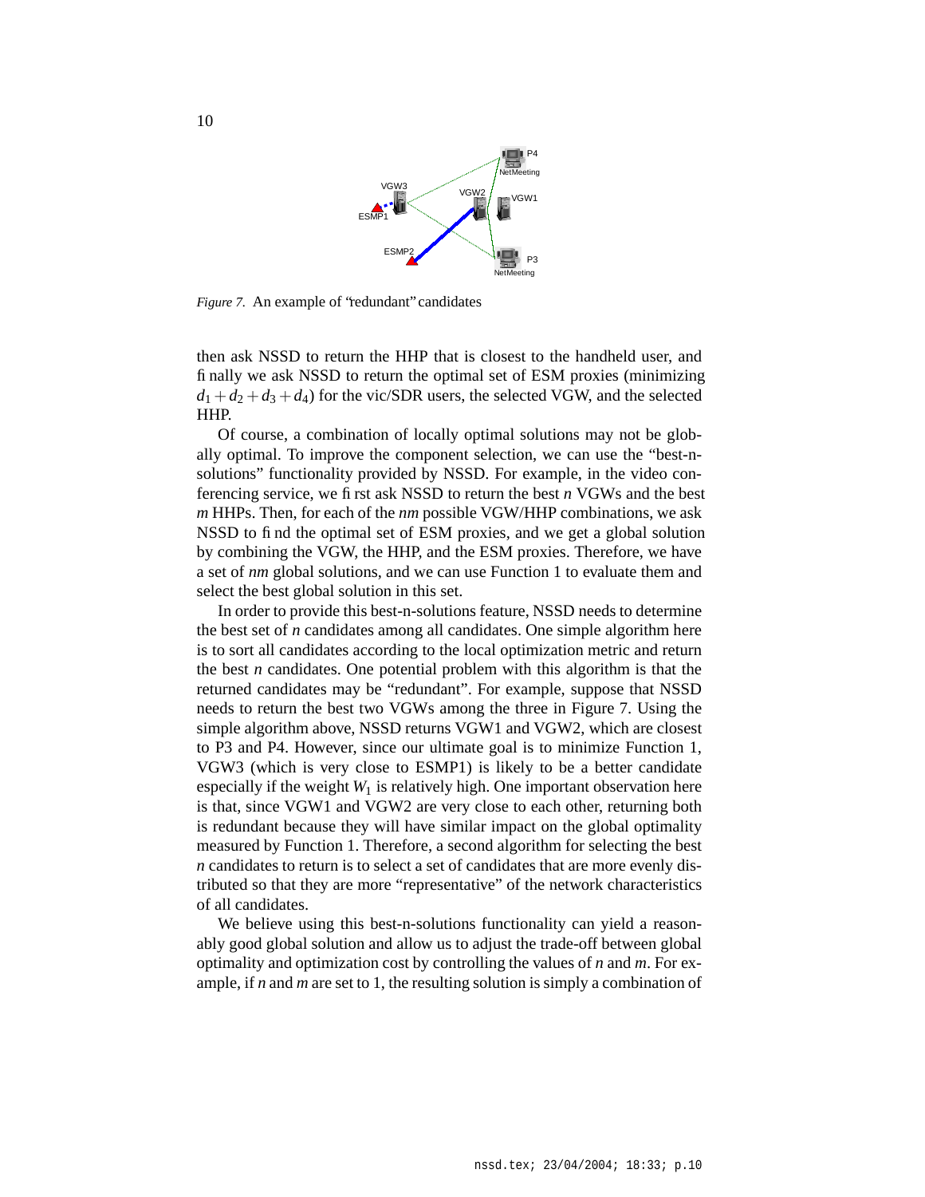*Figure 7.* An example of "redundant" candidates

then ask NSSD to return the HHP that is closest to the handheld user, and finally we ask NSSD to return the optimal set of ESM proxies (minimizing $d_1 + d_2 + d_3 + d_4$) for the vic/SDR users, the selected VGW, and the selected HHP.

Of course, a combination of locally optimal solutions may not be globally optimal. To improve the component selection, we can use the "best-n-solutions" functionality provided by NSSD. For example, in the video conferencing service, we first ask NSSD to return the best $n$ VGWs and the best $m$ HHPs. Then, for each of the $nm$ possible VGW/HHP combinations, we ask NSSD to find the optimal set of ESM proxies, and we get a global solution by combining the VGW, the HHP, and the ESM proxies. Therefore, we have a set of $nm$ global solutions, and we can use Function 1 to evaluate them and select the best global solution in this set.

In order to provide this best-n-solutions feature, NSSD needs to determine the best set of $n$ candidates among all candidates. One simple algorithm here is to sort all candidates according to the local optimization metric and return the best $n$ candidates. One potential problem with this algorithm is that the returned candidates may be "redundant". For example, suppose that NSSD needs to return the best two VGWs among the three in Figure 7. Using the simple algorithm above, NSSD returns VGW1 and VGW2, which are closest to P3 and P4. However, since our ultimate goal is to minimize Function 1, VGW3 (which is very close to ESMP1) is likely to be a better candidate especially if the weight $W_1$ is relatively high. One important observation here is that, since VGW1 and VGW2 are very close to each other, returning both is redundant because they will have similar impact on the global optimality measured by Function 1. Therefore, a second algorithm for selecting the best $n$ candidates to return is to select a set of candidates that are more evenly distributed so that they are more "representative" of the network characteristics of all candidates.

We believe using this best-n-solutions functionality can yield a reasonably good global solution and allow us to adjust the trade-off between global optimality and optimization cost by controlling the values of $n$ and $m$. For example, if $n$ and $m$ are set to 1, the resulting solution is simply a combination of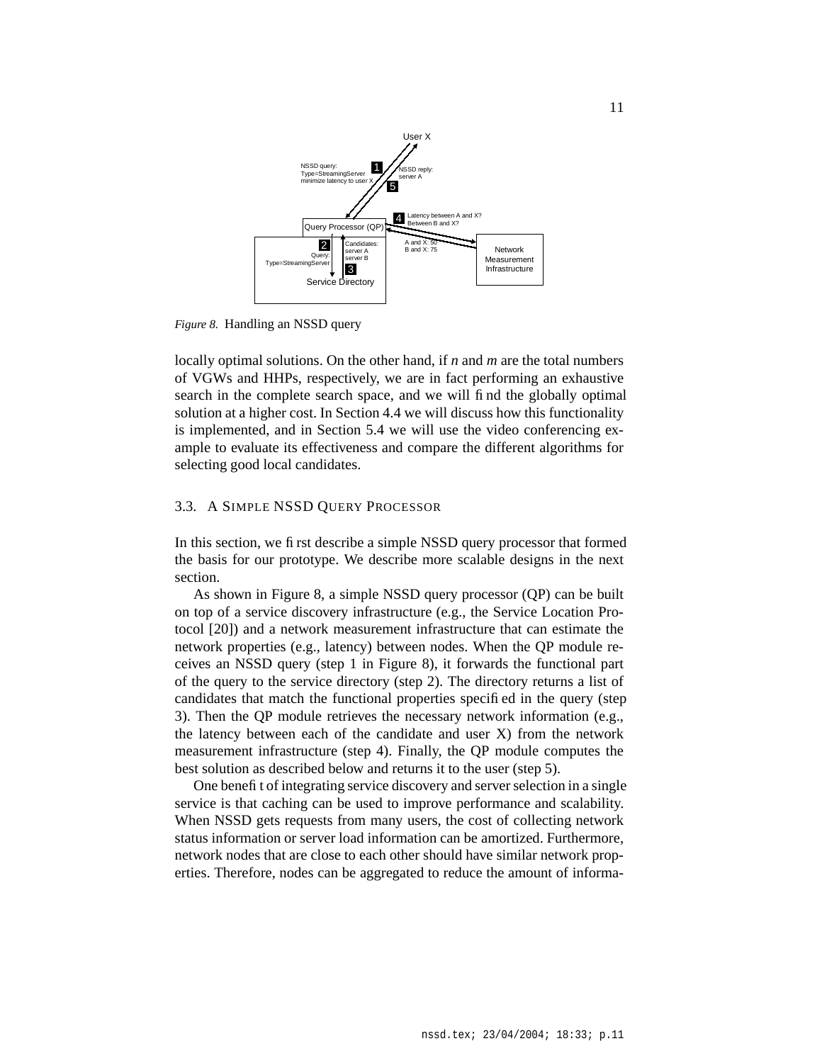*Figure 8.* Handling an NSSD query

locally optimal solutions. On the other hand, if $n$ and $m$ are the total numbers of VGWs and HHPs, respectively, we are in fact performing an exhaustive search in the complete search space, and we will find the globally optimal solution at a higher cost. In Section 4.4 we will discuss how this functionality is implemented, and in Section 5.4 we will use the video conferencing example to evaluate its effectiveness and compare the different algorithms for selecting good local candidates.

### 3.3. A Simple NSSD Query Processor

In this section, we first describe a simple NSSD query processor that formed the basis for our prototype. We describe more scalable designs in the next section.

As shown in Figure 8, a simple NSSD query processor (QP) can be built on top of a service discovery infrastructure (e.g., the Service Location Protocol [20]) and a network measurement infrastructure that can estimate the network properties (e.g., latency) between nodes. When the QP module receives an NSSD query (step 1 in Figure 8), it forwards the functional part of the query to the service directory (step 2). The directory returns a list of candidates that match the functional properties specified in the query (step 3). Then the QP module retrieves the necessary network information (e.g., the latency between each of the candidate and user X) from the network measurement infrastructure (step 4). Finally, the QP module computes the best solution as described below and returns it to the user (step 5).

One benefit of integrating service discovery and server selection in a single service is that caching can be used to improve performance and scalability. When NSSD gets requests from many users, the cost of collecting network status information or server load information can be amortized. Furthermore, network nodes that are close to each other should have similar network properties. Therefore, nodes can be aggregated to reduce the amount of informa-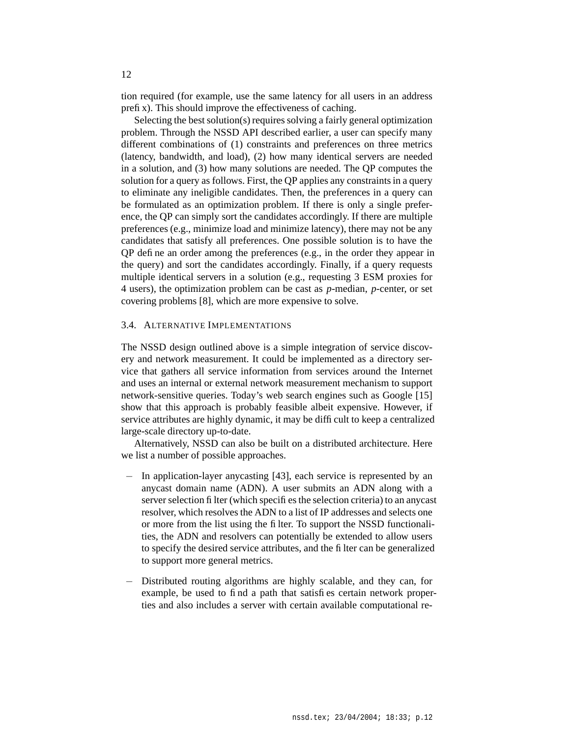tion required (for example, use the same latency for all users in an address prefix). This should improve the effectiveness of caching.

Selecting the best solution(s) requires solving a fairly general optimization problem. Through the NSSD API described earlier, a user can specify many different combinations of (1) constraints and preferences on three metrics (latency, bandwidth, and load), (2) how many identical servers are needed in a solution, and (3) how many solutions are needed. The QP computes the solution for a query as follows. First, the QP applies any constraints in a query to eliminate any ineligible candidates. Then, the preferences in a query can be formulated as an optimization problem. If there is only a single preference, the QP can simply sort the candidates accordingly. If there are multiple preferences (e.g., minimize load and minimize latency), there may not be any candidates that satisfy all preferences. One possible solution is to have the QP define an order among the preferences (e.g., in the order they appear in the query) and sort the candidates accordingly. Finally, if a query requests multiple identical servers in a solution (e.g., requesting 3 ESM proxies for 4 users), the optimization problem can be cast as *p*-median, *p*-center, or set covering problems [8], which are more expensive to solve.

### 3.4. Alternative Implementations

The NSSD design outlined above is a simple integration of service discovery and network measurement. It could be implemented as a directory service that gathers all service information from services around the Internet and uses an internal or external network measurement mechanism to support network-sensitive queries. Today's web search engines such as Google [15] show that this approach is probably feasible albeit expensive. However, if service attributes are highly dynamic, it may be difficult to keep a centralized large-scale directory up-to-date.

Alternatively, NSSD can also be built on a distributed architecture. Here we list a number of possible approaches.

- In application-layer anycasting [43], each service is represented by an anycast domain name (ADN). A user submits an ADN along with a server selection filter (which specifies the selection criteria) to an anycast resolver, which resolves the ADN to a list of IP addresses and selects one or more from the list using the filter. To support the NSSD functionalities, the ADN and resolvers can potentially be extended to allow users to specify the desired service attributes, and the filter can be generalized to support more general metrics.

- Distributed routing algorithms are highly scalable, and they can, for example, be used to find a path that satisfies certain network properties and also includes a server with certain available computational re-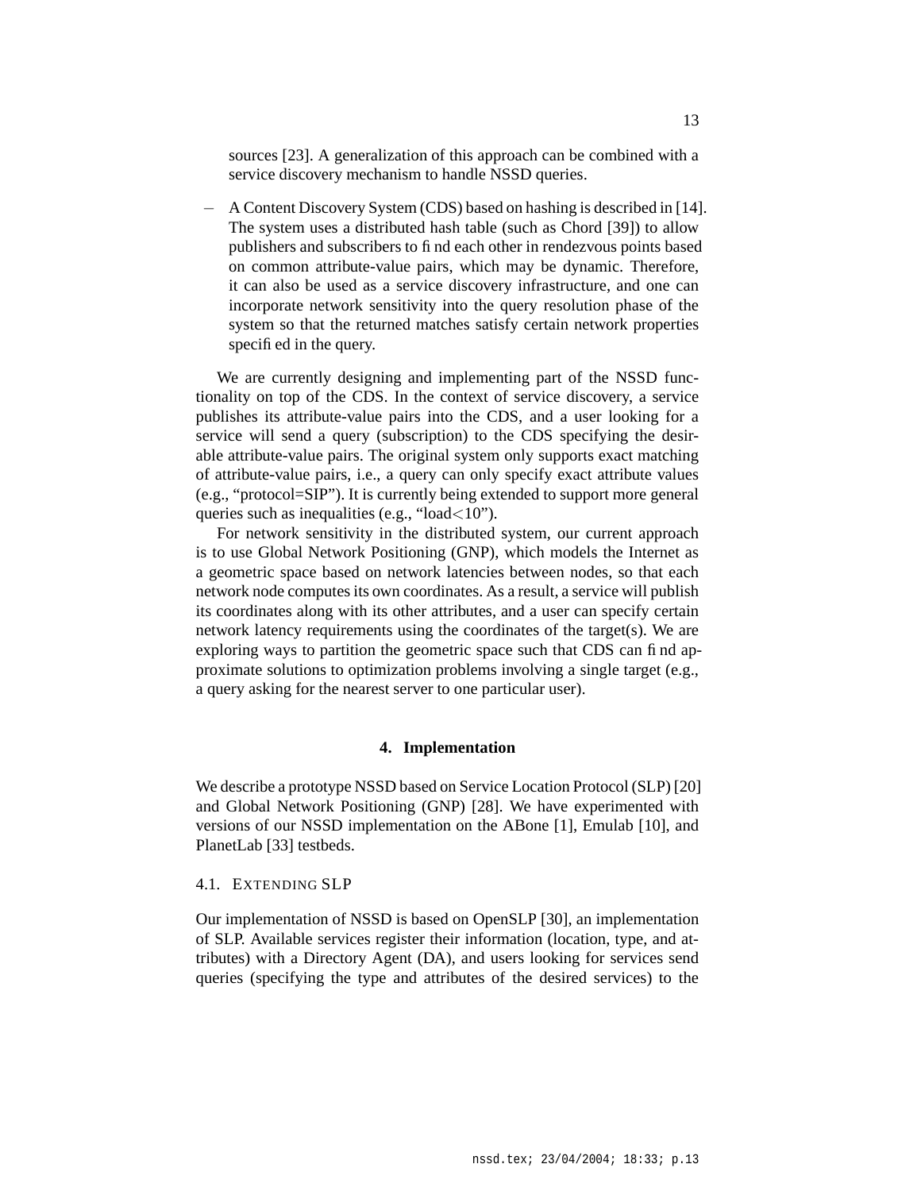sources [23]. A generalization of this approach can be combined with a service discovery mechanism to handle NSSD queries.

- A Content Discovery System (CDS) based on hashing is described in [14]. The system uses a distributed hash table (such as Chord [39]) to allow publishers and subscribers to find each other in rendezvous points based on common attribute-value pairs, which may be dynamic. Therefore, it can also be used as a service discovery infrastructure, and one can incorporate network sensitivity into the query resolution phase of the system so that the returned matches satisfy certain network properties specified in the query.

We are currently designing and implementing part of the NSSD functionality on top of the CDS. In the context of service discovery, a service publishes its attribute-value pairs into the CDS, and a user looking for a service will send a query (subscription) to the CDS specifying the desirable attribute-value pairs. The original system only supports exact matching of attribute-value pairs, i.e., a query can only specify exact attribute values (e.g., "protocol=SIP"). It is currently being extended to support more general queries such as inequalities (e.g., "load<10").

For network sensitivity in the distributed system, our current approach is to use Global Network Positioning (GNP), which models the Internet as a geometric space based on network latencies between nodes, so that each network node computes its own coordinates. As a result, a service will publish its coordinates along with its other attributes, and a user can specify certain network latency requirements using the coordinates of the target(s). We are exploring ways to partition the geometric space such that CDS can find approximate solutions to optimization problems involving a single target (e.g., a query asking for the nearest server to one particular user).

## 4. Implementation

We describe a prototype NSSD based on Service Location Protocol (SLP) [20] and Global Network Positioning (GNP) [28]. We have experimented with versions of our NSSD implementation on the ABone [1], Emulab [10], and PlanetLab [33] testbeds.

### 4.1. Extending SLP

Our implementation of NSSD is based on OpenSLP [30], an implementation of SLP. Available services register their information (location, type, and attributes) with a Directory Agent (DA), and users looking for services send queries (specifying the type and attributes of the desired services) to the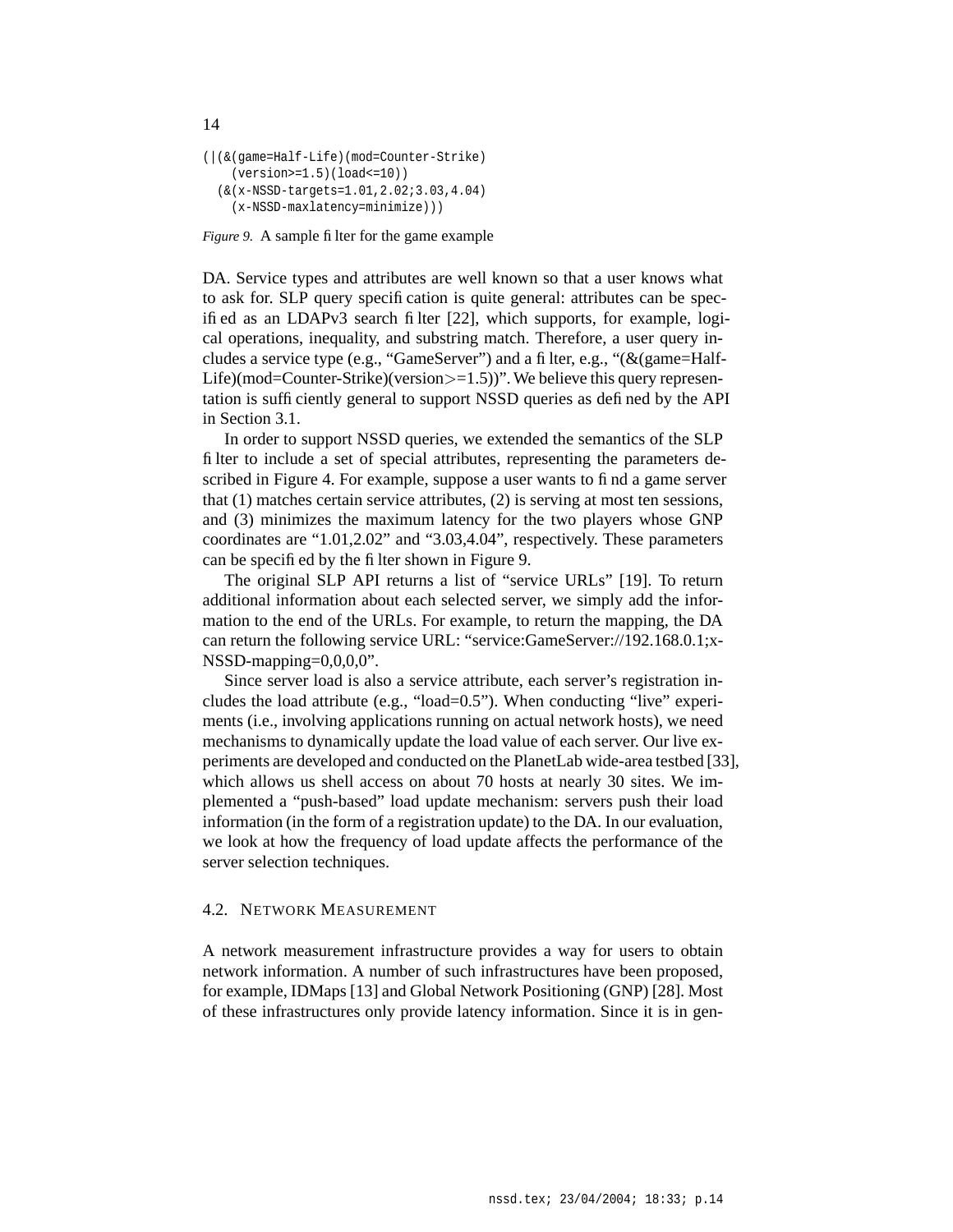```
(|(&(game=Half-Life)(mod=Counter-Strike)
    (version>=1.5)(load<=10))
  (&(x-NSSD-targets=1.01,2.02;3.03,4.04)
    (x-NSSD-maxlatency=minimize)))
```

*Figure 9.* A sample filter for the game example

DA. Service types and attributes are well known so that a user knows what to ask for. SLP query specification is quite general: attributes can be specified as an LDAPv3 search filter [22], which supports, for example, logical operations, inequality, and substring match. Therefore, a user query includes a service type (e.g., "GameServer") and a filter, e.g., "(&(game=Half-Life)(mod=Counter-Strike)(version>=1.5))". We believe this query representation is sufficiently general to support NSSD queries as defined by the API in Section 3.1.

In order to support NSSD queries, we extended the semantics of the SLP filter to include a set of special attributes, representing the parameters described in Figure 4. For example, suppose a user wants to find a game server that (1) matches certain service attributes, (2) is serving at most ten sessions, and (3) minimizes the maximum latency for the two players whose GNP coordinates are "1.01,2.02" and "3.03,4.04", respectively. These parameters can be specified by the filter shown in Figure 9.

The original SLP API returns a list of "service URLs" [19]. To return additional information about each selected server, we simply add the information to the end of the URLs. For example, to return the mapping, the DA can return the following service URL: "service:GameServer://192.168.0.1;x-NSSD-mapping=0,0,0,0".

Since server load is also a service attribute, each server's registration includes the load attribute (e.g., "load=0.5"). When conducting "live" experiments (i.e., involving applications running on actual network hosts), we need mechanisms to dynamically update the load value of each server. Our live experiments are developed and conducted on the PlanetLab wide-area testbed [33], which allows us shell access on about 70 hosts at nearly 30 sites. We implemented a "push-based" load update mechanism: servers push their load information (in the form of a registration update) to the DA. In our evaluation, we look at how the frequency of load update affects the performance of the server selection techniques.

### 4.2. Network Measurement

A network measurement infrastructure provides a way for users to obtain network information. A number of such infrastructures have been proposed, for example, IDMaps [13] and Global Network Positioning (GNP) [28]. Most of these infrastructures only provide latency information. Since it is in gen-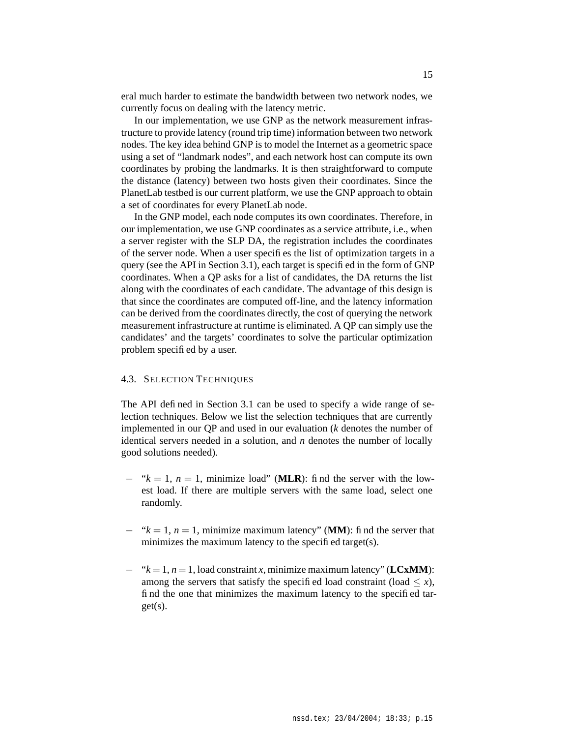eral much harder to estimate the bandwidth between two network nodes, we currently focus on dealing with the latency metric.

In our implementation, we use GNP as the network measurement infrastructure to provide latency (round trip time) information between two network nodes. The key idea behind GNP is to model the Internet as a geometric space using a set of "landmark nodes", and each network host can compute its own coordinates by probing the landmarks. It is then straightforward to compute the distance (latency) between two hosts given their coordinates. Since the PlanetLab testbed is our current platform, we use the GNP approach to obtain a set of coordinates for every PlanetLab node.

In the GNP model, each node computes its own coordinates. Therefore, in our implementation, we use GNP coordinates as a service attribute, i.e., when a server register with the SLP DA, the registration includes the coordinates of the server node. When a user specifies the list of optimization targets in a query (see the API in Section 3.1), each target is specified in the form of GNP coordinates. When a QP asks for a list of candidates, the DA returns the list along with the coordinates of each candidate. The advantage of this design is that since the coordinates are computed off-line, and the latency information can be derived from the coordinates directly, the cost of querying the network measurement infrastructure at runtime is eliminated. A QP can simply use the candidates' and the targets' coordinates to solve the particular optimization problem specified by a user.

### 4.3. Selection Techniques

The API defined in Section 3.1 can be used to specify a wide range of selection techniques. Below we list the selection techniques that are currently implemented in our QP and used in our evaluation ($k$ denotes the number of identical servers needed in a solution, and $n$ denotes the number of locally good solutions needed).

- "$k = 1$, $n = 1$, minimize load" (**MLR**): find the server with the lowest load. If there are multiple servers with the same load, select one randomly.

- "$k = 1$, $n = 1$, minimize maximum latency" (**MM**): find the server that minimizes the maximum latency to the specified target(s).

- "$k = 1$, $n = 1$, load constraint $x$, minimize maximum latency" (**LCxMM**): among the servers that satisfy the specified load constraint (load $\leq x$), find the one that minimizes the maximum latency to the specified target(s).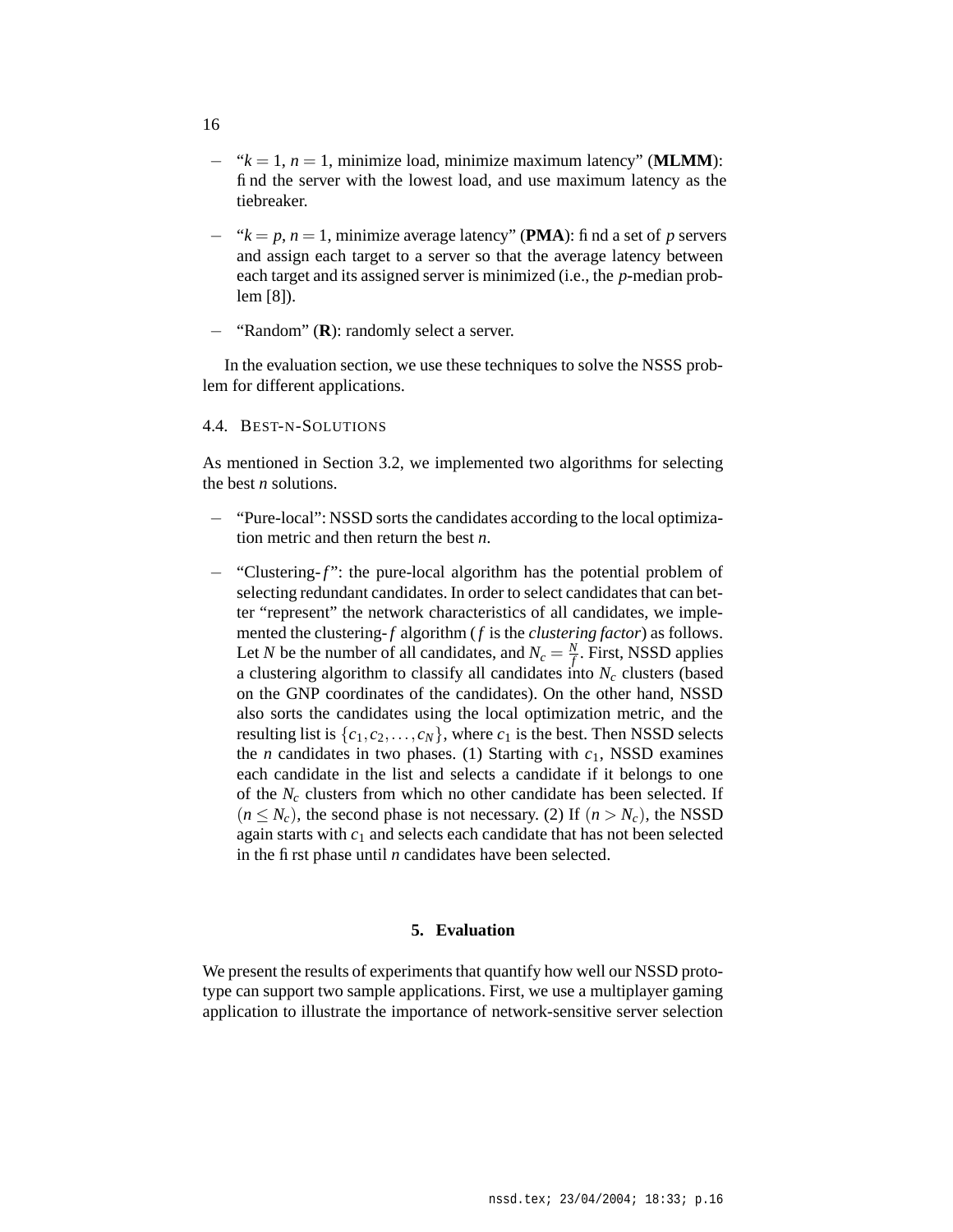- "$k = 1$, $n = 1$, minimize load, minimize maximum latency" (**MLMM**): find the server with the lowest load, and use maximum latency as the tiebreaker.

- "$k = p$, $n = 1$, minimize average latency" (**PMA**): find a set of $p$ servers and assign each target to a server so that the average latency between each target and its assigned server is minimized (i.e., the $p$-median problem [8]).

- "Random" (**R**): randomly select a server.

In the evaluation section, we use these techniques to solve the NSSS problem for different applications.

### 4.4. Best-n-Solutions

As mentioned in Section 3.2, we implemented two algorithms for selecting the best $n$ solutions.

- "Pure-local": NSSD sorts the candidates according to the local optimization metric and then return the best $n$.

- "Clustering-$f$": the pure-local algorithm has the potential problem of selecting redundant candidates. In order to select candidates that can better "represent" the network characteristics of all candidates, we implemented the clustering-$f$ algorithm ($f$ is the *clustering factor*) as follows. Let $N$ be the number of all candidates, and $N_c = \frac{N}{f}$. First, NSSD applies a clustering algorithm to classify all candidates into $N_c$ clusters (based on the GNP coordinates of the candidates). On the other hand, NSSD also sorts the candidates using the local optimization metric, and the resulting list is $\{c_1, c_2, \ldots, c_N\}$, where $c_1$ is the best. Then NSSD selects the $n$ candidates in two phases. (1) Starting with $c_1$, NSSD examines each candidate in the list and selects a candidate if it belongs to one of the $N_c$ clusters from which no other candidate has been selected. If $(n \leq N_c)$, the second phase is not necessary. (2) If $(n > N_c)$, the NSSD again starts with $c_1$ and selects each candidate that has not been selected in the first phase until $n$ candidates have been selected.

## 5. Evaluation

We present the results of experiments that quantify how well our NSSD prototype can support two sample applications. First, we use a multiplayer gaming application to illustrate the importance of network-sensitive server selection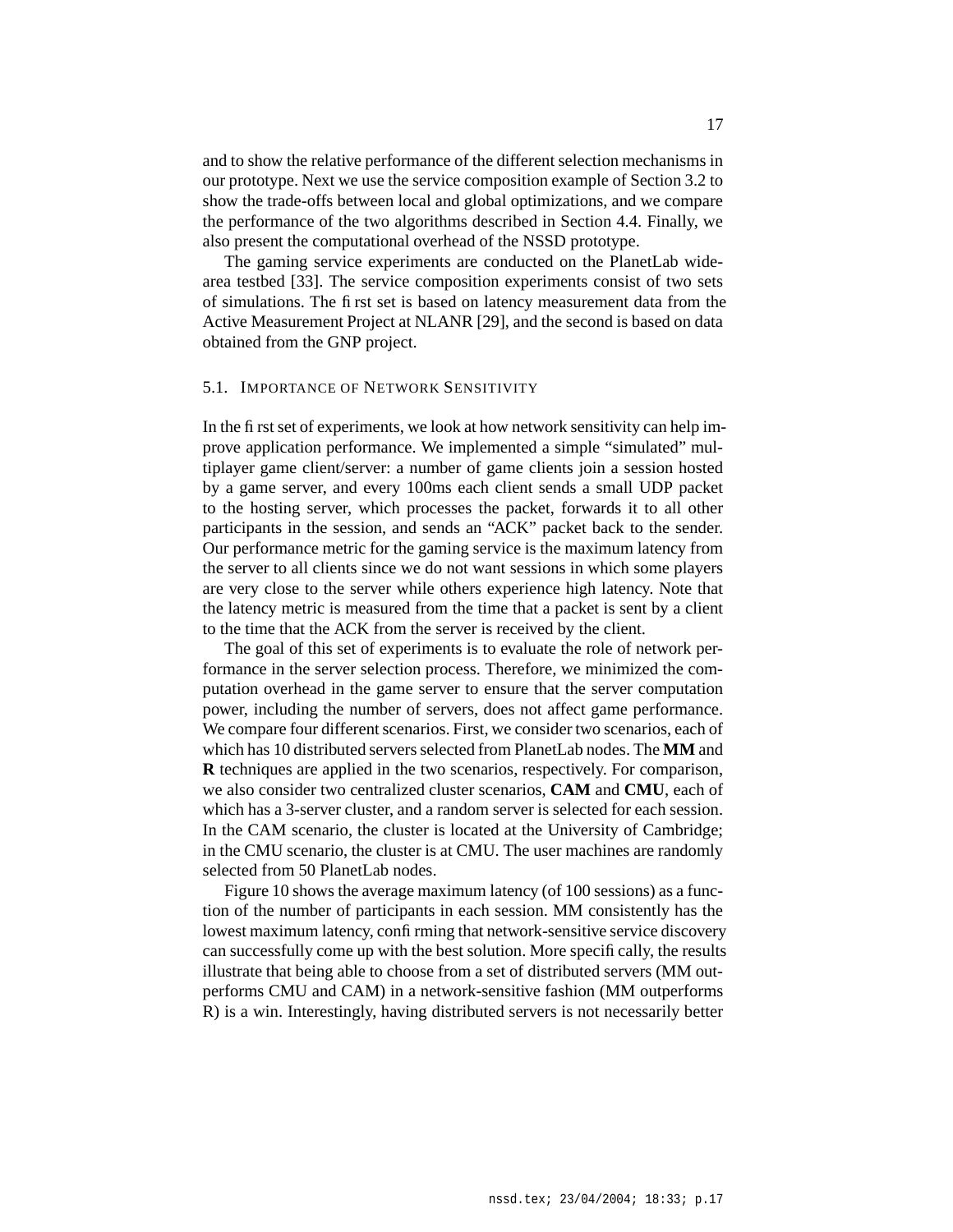and to show the relative performance of the different selection mechanisms in our prototype. Next we use the service composition example of Section 3.2 to show the trade-offs between local and global optimizations, and we compare the performance of the two algorithms described in Section 4.4. Finally, we also present the computational overhead of the NSSD prototype.

The gaming service experiments are conducted on the PlanetLab wide-area testbed [33]. The service composition experiments consist of two sets of simulations. The first set is based on latency measurement data from the Active Measurement Project at NLANR [29], and the second is based on data obtained from the GNP project.

### 5.1. Importance of Network Sensitivity

In the first set of experiments, we look at how network sensitivity can help improve application performance. We implemented a simple "simulated" multiplayer game client/server: a number of game clients join a session hosted by a game server, and every 100ms each client sends a small UDP packet to the hosting server, which processes the packet, forwards it to all other participants in the session, and sends an "ACK" packet back to the sender. Our performance metric for the gaming service is the maximum latency from the server to all clients since we do not want sessions in which some players are very close to the server while others experience high latency. Note that the latency metric is measured from the time that a packet is sent by a client to the time that the ACK from the server is received by the client.

The goal of this set of experiments is to evaluate the role of network performance in the server selection process. Therefore, we minimized the computation overhead in the game server to ensure that the server computation power, including the number of servers, does not affect game performance. We compare four different scenarios. First, we consider two scenarios, each of which has 10 distributed servers selected from PlanetLab nodes. The **MM** and **R** techniques are applied in the two scenarios, respectively. For comparison, we also consider two centralized cluster scenarios, **CAM** and **CMU**, each of which has a 3-server cluster, and a random server is selected for each session. In the CAM scenario, the cluster is located at the University of Cambridge; in the CMU scenario, the cluster is at CMU. The user machines are randomly selected from 50 PlanetLab nodes.

Figure 10 shows the average maximum latency (of 100 sessions) as a function of the number of participants in each session. MM consistently has the lowest maximum latency, confirming that network-sensitive service discovery can successfully come up with the best solution. More specifically, the results illustrate that being able to choose from a set of distributed servers (MM outperforms CMU and CAM) in a network-sensitive fashion (MM outperforms R) is a win. Interestingly, having distributed servers is not necessarily better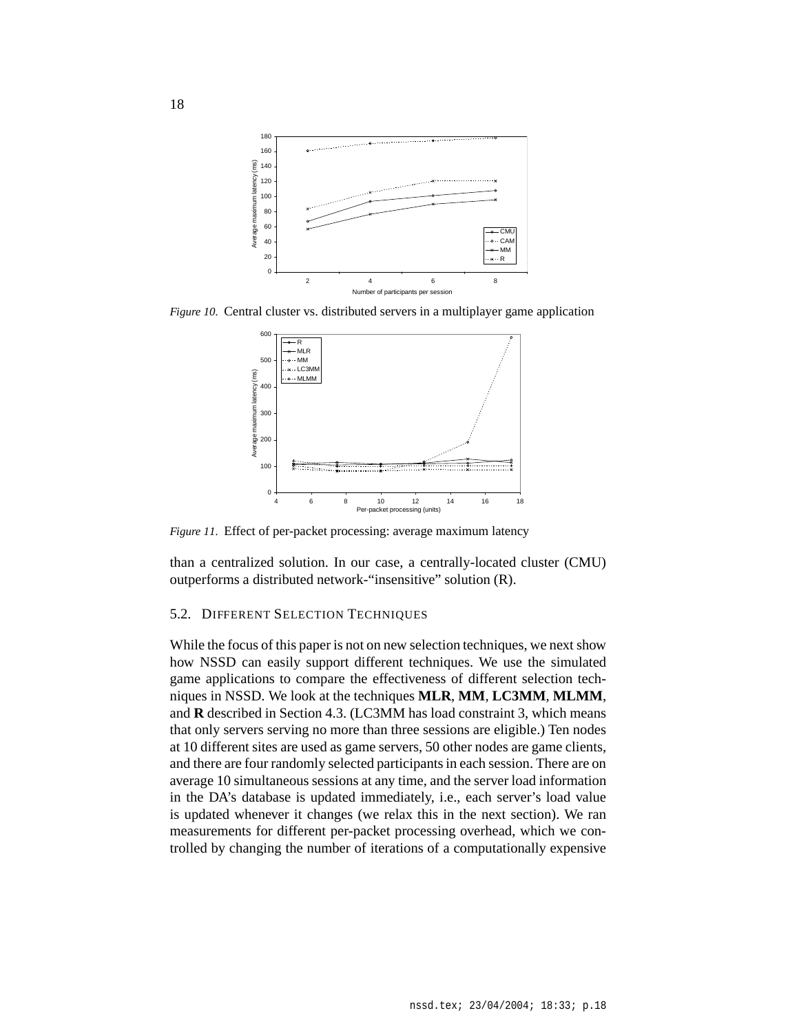*Figure 10.* Central cluster vs. distributed servers in a multiplayer game application

*Figure 11.* Effect of per-packet processing: average maximum latency

than a centralized solution. In our case, a centrally-located cluster (CMU) outperforms a distributed network-"insensitive" solution (R).

### 5.2. DIFFERENT SELECTION TECHNIQUES

While the focus of this paper is not on new selection techniques, we next show how NSSD can easily support different techniques. We use the simulated game applications to compare the effectiveness of different selection techniques in NSSD. We look at the techniques **MLR**, **MM**, **LC3MM**, **MLMM**, and **R** described in Section 4.3. (LC3MM has load constraint 3, which means that only servers serving no more than three sessions are eligible.) Ten nodes at 10 different sites are used as game servers, 50 other nodes are game clients, and there are four randomly selected participants in each session. There are on average 10 simultaneous sessions at any time, and the server load information in the DA's database is updated immediately, i.e., each server's load value is updated whenever it changes (we relax this in the next section). We ran measurements for different per-packet processing overhead, which we controlled by changing the number of iterations of a computationally expensive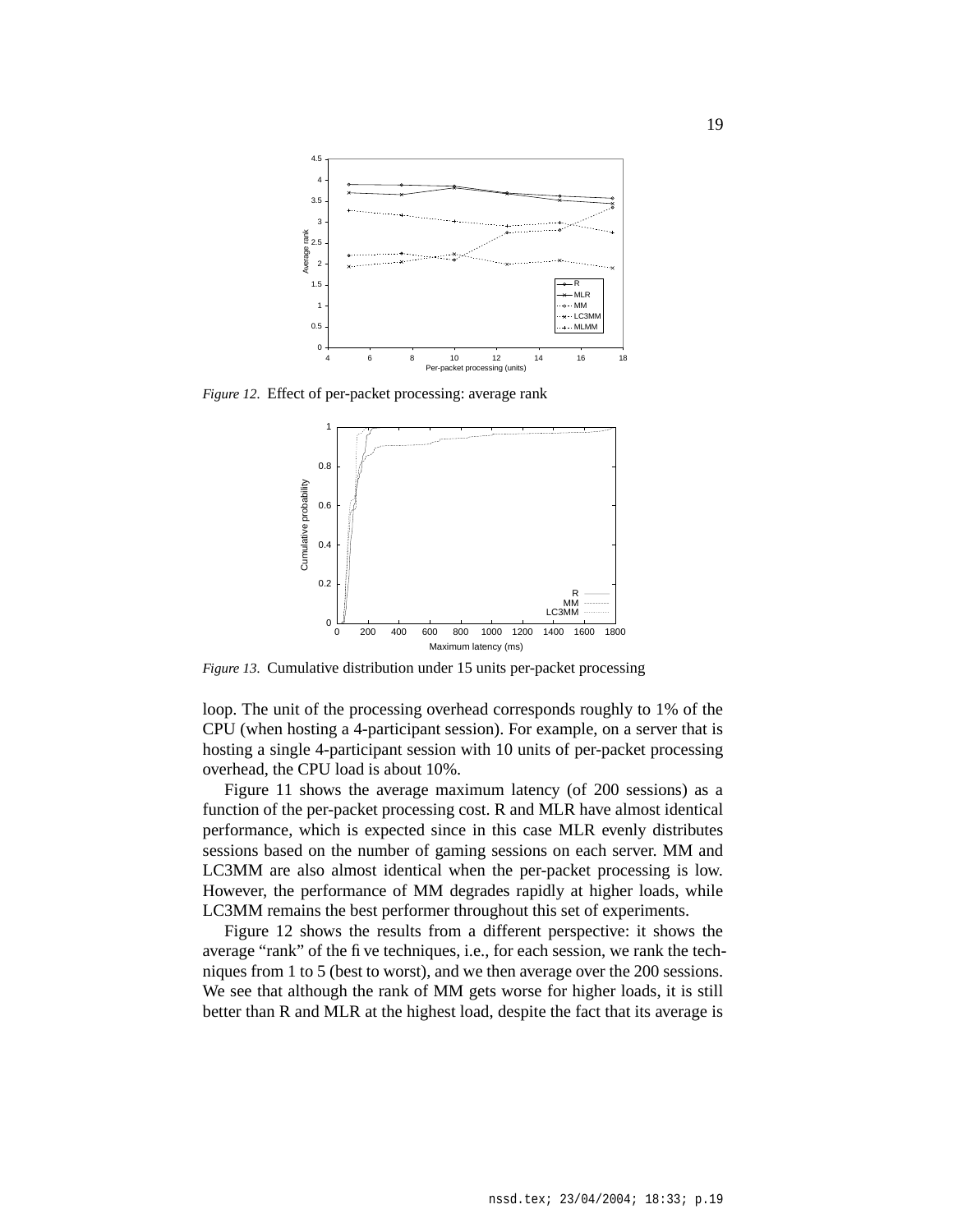*Figure 12.* Effect of per-packet processing: average rank

*Figure 13.* Cumulative distribution under 15 units per-packet processing

loop. The unit of the processing overhead corresponds roughly to 1% of the CPU (when hosting a 4-participant session). For example, on a server that is hosting a single 4-participant session with 10 units of per-packet processing overhead, the CPU load is about 10%.

Figure 11 shows the average maximum latency (of 200 sessions) as a function of the per-packet processing cost. R and MLR have almost identical performance, which is expected since in this case MLR evenly distributes sessions based on the number of gaming sessions on each server. MM and LC3MM are also almost identical when the per-packet processing is low. However, the performance of MM degrades rapidly at higher loads, while LC3MM remains the best performer throughout this set of experiments.

Figure 12 shows the results from a different perspective: it shows the average "rank" of the five techniques, i.e., for each session, we rank the techniques from 1 to 5 (best to worst), and we then average over the 200 sessions. We see that although the rank of MM gets worse for higher loads, it is still better than R and MLR at the highest load, despite the fact that its average is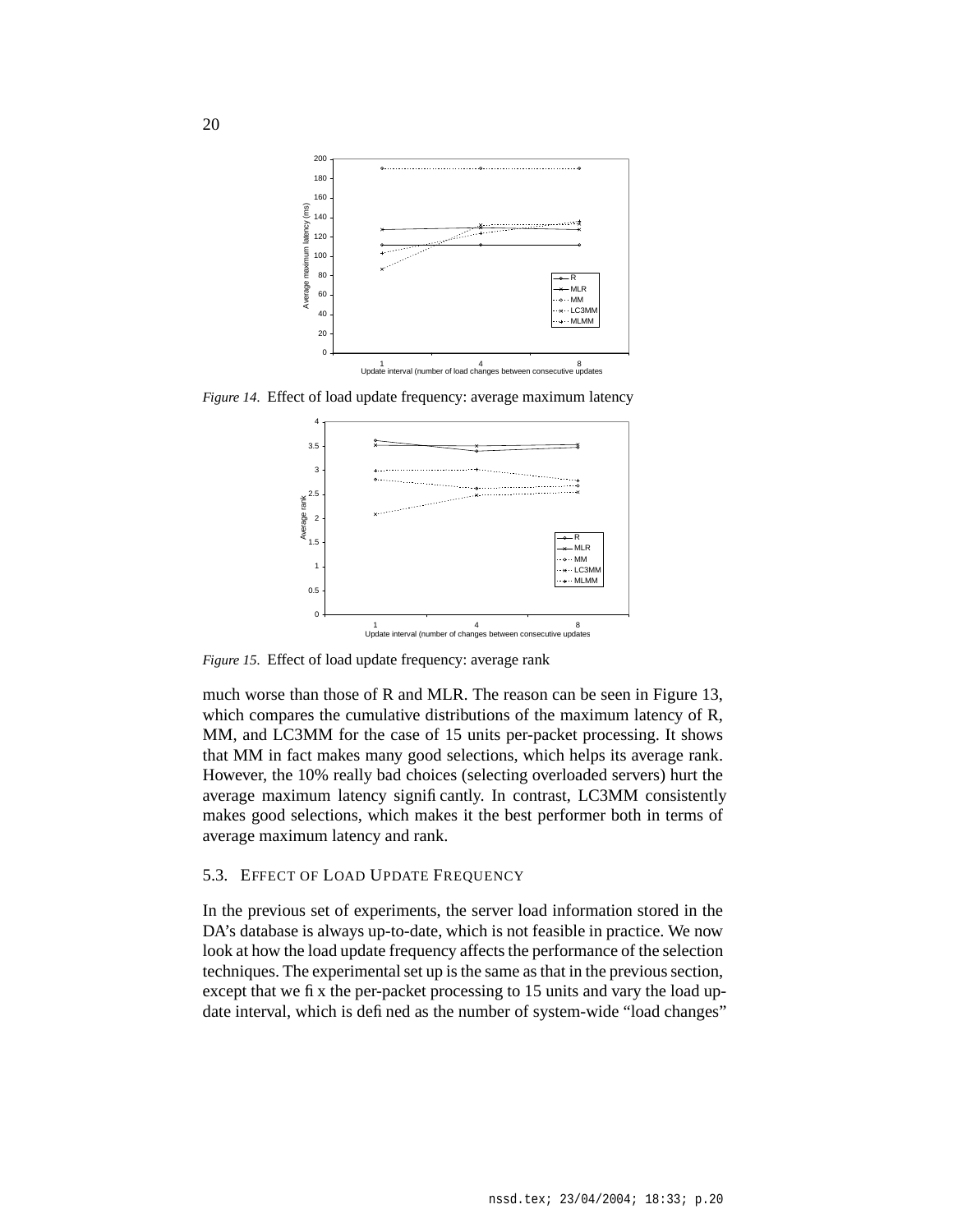*Figure 14.* Effect of load update frequency: average maximum latency

*Figure 15.* Effect of load update frequency: average rank

much worse than those of R and MLR. The reason can be seen in Figure 13, which compares the cumulative distributions of the maximum latency of R, MM, and LC3MM for the case of 15 units per-packet processing. It shows that MM in fact makes many good selections, which helps its average rank. However, the 10% really bad choices (selecting overloaded servers) hurt the average maximum latency significantly. In contrast, LC3MM consistently makes good selections, which makes it the best performer both in terms of average maximum latency and rank.

### 5.3. Effect of Load Update Frequency

In the previous set of experiments, the server load information stored in the DA's database is always up-to-date, which is not feasible in practice. We now look at how the load update frequency affects the performance of the selection techniques. The experimental set up is the same as that in the previous section, except that we fix the per-packet processing to 15 units and vary the load update interval, which is defined as the number of system-wide "load changes"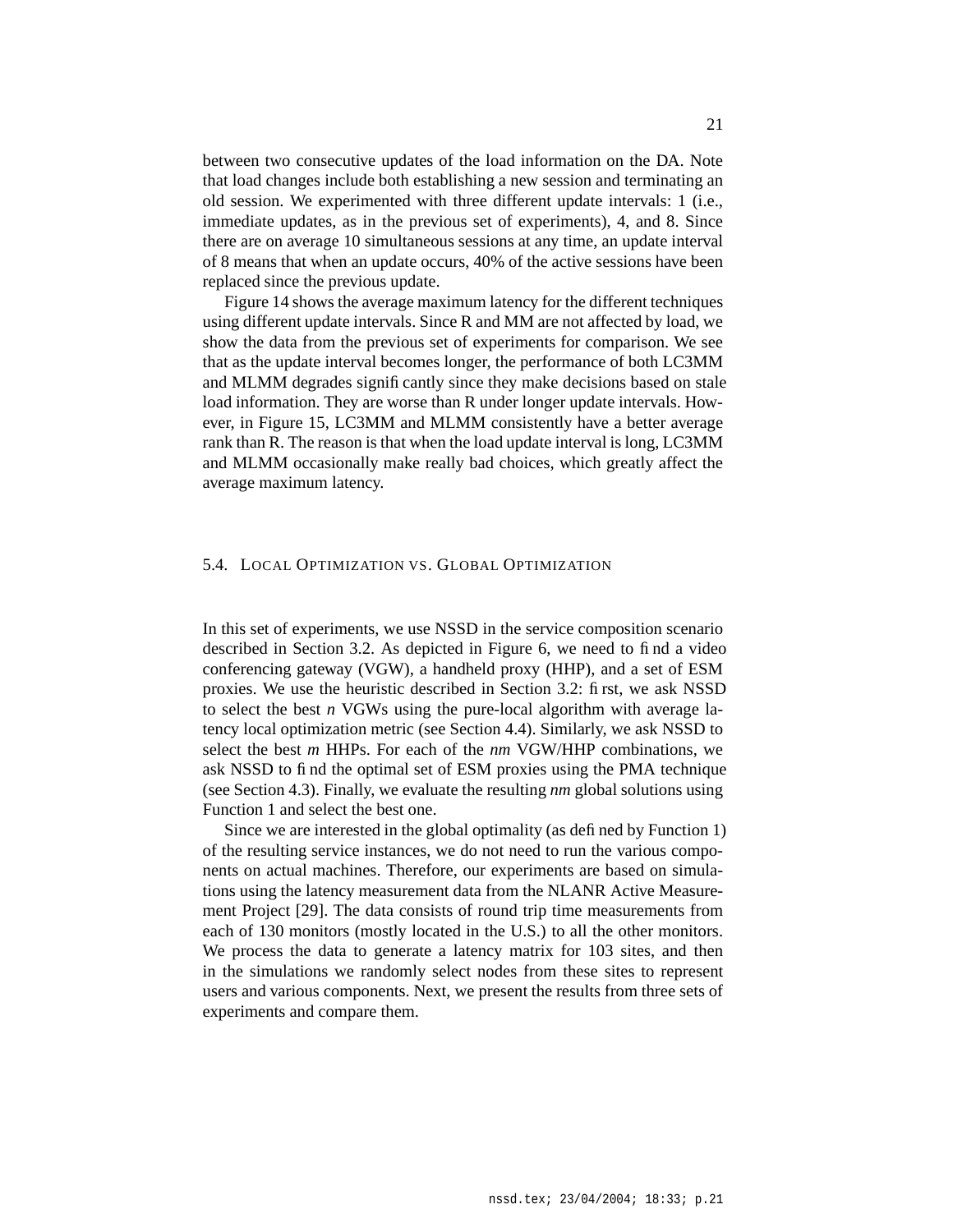between two consecutive updates of the load information on the DA. Note that load changes include both establishing a new session and terminating an old session. We experimented with three different update intervals: 1 (i.e., immediate updates, as in the previous set of experiments), 4, and 8. Since there are on average 10 simultaneous sessions at any time, an update interval of 8 means that when an update occurs, 40% of the active sessions have been replaced since the previous update.

Figure 14 shows the average maximum latency for the different techniques using different update intervals. Since R and MM are not affected by load, we show the data from the previous set of experiments for comparison. We see that as the update interval becomes longer, the performance of both LC3MM and MLMM degrades significantly since they make decisions based on stale load information. They are worse than R under longer update intervals. However, in Figure 15, LC3MM and MLMM consistently have a better average rank than R. The reason is that when the load update interval is long, LC3MM and MLMM occasionally make really bad choices, which greatly affect the average maximum latency.

### 5.4. Local Optimization vs. Global Optimization

In this set of experiments, we use NSSD in the service composition scenario described in Section 3.2. As depicted in Figure 6, we need to find a video conferencing gateway (VGW), a handheld proxy (HHP), and a set of ESM proxies. We use the heuristic described in Section 3.2: first, we ask NSSD to select the best *n* VGWs using the pure-local algorithm with average latency local optimization metric (see Section 4.4). Similarly, we ask NSSD to select the best *m* HHPs. For each of the *nm* VGW/HHP combinations, we ask NSSD to find the optimal set of ESM proxies using the PMA technique (see Section 4.3). Finally, we evaluate the resulting *nm* global solutions using Function 1 and select the best one.

Since we are interested in the global optimality (as defined by Function 1) of the resulting service instances, we do not need to run the various components on actual machines. Therefore, our experiments are based on simulations using the latency measurement data from the NLANR Active Measurement Project [29]. The data consists of round trip time measurements from each of 130 monitors (mostly located in the U.S.) to all the other monitors. We process the data to generate a latency matrix for 103 sites, and then in the simulations we randomly select nodes from these sites to represent users and various components. Next, we present the results from three sets of experiments and compare them.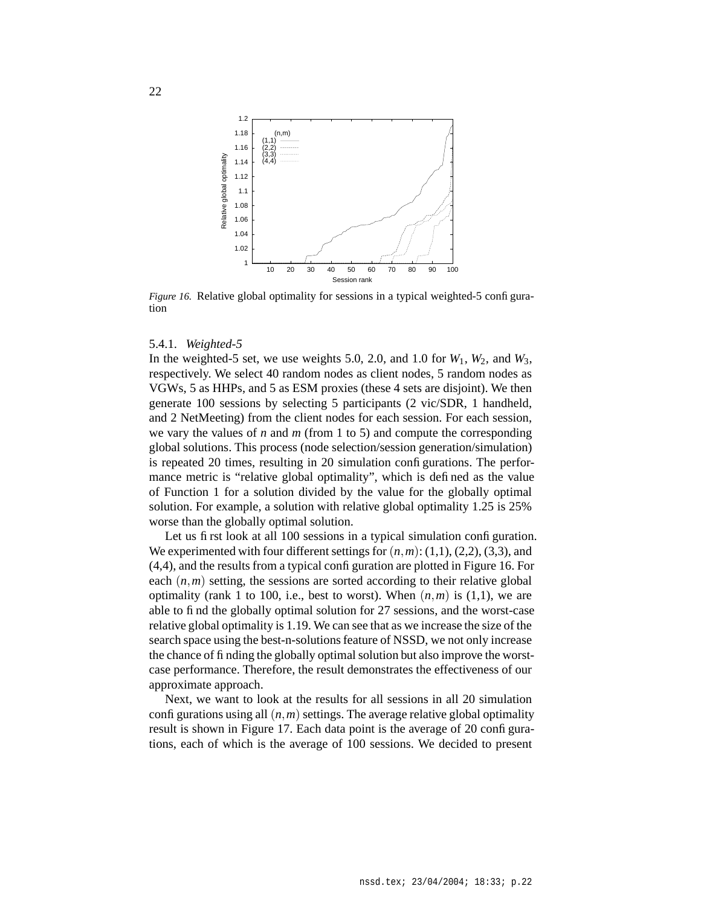*Figure 16.* Relative global optimality for sessions in a typical weighted-5 configuration

### 5.4.1. *Weighted-5*

In the weighted-5 set, we use weights 5.0, 2.0, and 1.0 for $W_1$, $W_2$, and $W_3$, respectively. We select 40 random nodes as client nodes, 5 random nodes as VGWs, 5 as HHPs, and 5 as ESM proxies (these 4 sets are disjoint). We then generate 100 sessions by selecting 5 participants (2 vic/SDR, 1 handheld, and 2 NetMeeting) from the client nodes for each session. For each session, we vary the values of $n$ and $m$ (from 1 to 5) and compute the corresponding global solutions. This process (node selection/session generation/simulation) is repeated 20 times, resulting in 20 simulation configurations. The performance metric is "relative global optimality", which is defined as the value of Function 1 for a solution divided by the value for the globally optimal solution. For example, a solution with relative global optimality 1.25 is 25% worse than the globally optimal solution.

Let us first look at all 100 sessions in a typical simulation configuration. We experimented with four different settings for $(n,m)$: (1,1), (2,2), (3,3), and (4,4), and the results from a typical configuration are plotted in Figure 16. For each $(n,m)$ setting, the sessions are sorted according to their relative global optimality (rank 1 to 100, i.e., best to worst). When $(n,m)$ is (1,1), we are able to find the globally optimal solution for 27 sessions, and the worst-case relative global optimality is 1.19. We can see that as we increase the size of the search space using the best-n-solutions feature of NSSD, we not only increase the chance of finding the globally optimal solution but also improve the worst-case performance. Therefore, the result demonstrates the effectiveness of our approximate approach.

Next, we want to look at the results for all sessions in all 20 simulation configurations using all $(n,m)$ settings. The average relative global optimality result is shown in Figure 17. Each data point is the average of 20 configurations, each of which is the average of 100 sessions. We decided to present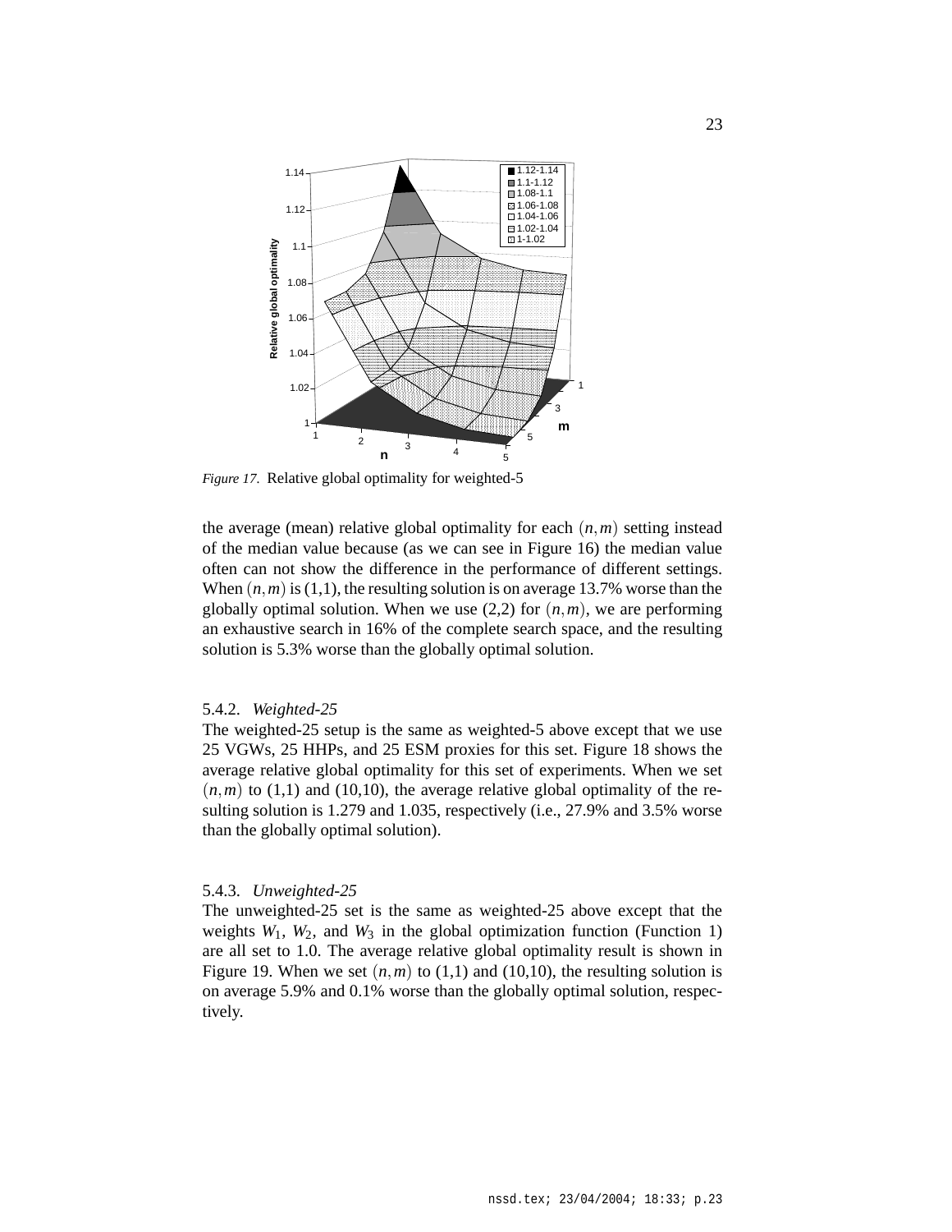*Figure 17*. Relative global optimality for weighted-5

the average (mean) relative global optimality for each $(n,m)$ setting instead of the median value because (as we can see in Figure 16) the median value often can not show the difference in the performance of different settings. When $(n,m)$ is (1,1), the resulting solution is on average 13.7% worse than the globally optimal solution. When we use (2,2) for $(n,m)$, we are performing an exhaustive search in 16% of the complete search space, and the resulting solution is 5.3% worse than the globally optimal solution.

### 5.4.2. *Weighted-25*

The weighted-25 setup is the same as weighted-5 above except that we use 25 VGWs, 25 HHPs, and 25 ESM proxies for this set. Figure 18 shows the average relative global optimality for this set of experiments. When we set $(n,m)$ to (1,1) and (10,10), the average relative global optimality of the resulting solution is 1.279 and 1.035, respectively (i.e., 27.9% and 3.5% worse than the globally optimal solution).

### 5.4.3. *Unweighted-25*

The unweighted-25 set is the same as weighted-25 above except that the weights $W_1$, $W_2$, and $W_3$ in the global optimization function (Function 1) are all set to 1.0. The average relative global optimality result is shown in Figure 19. When we set $(n,m)$ to (1,1) and (10,10), the resulting solution is on average 5.9% and 0.1% worse than the globally optimal solution, respectively.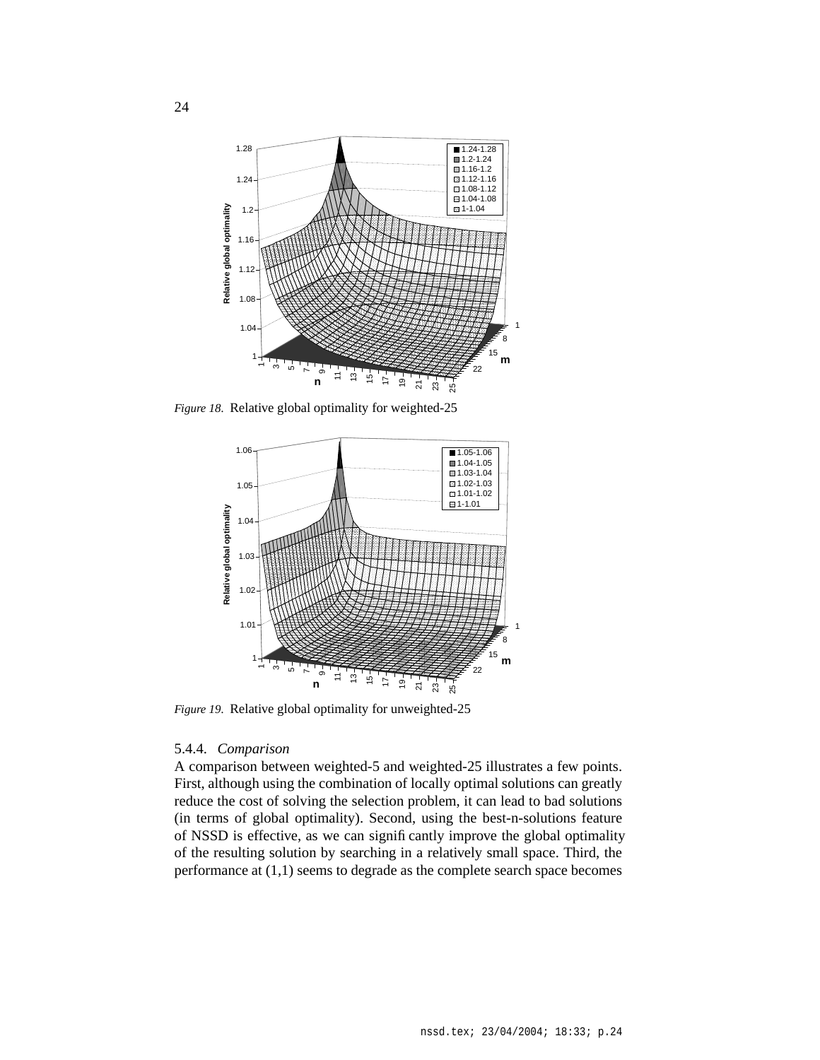*Figure 18.* Relative global optimality for weighted-25

*Figure 19.* Relative global optimality for unweighted-25

### 5.4.4. *Comparison*

A comparison between weighted-5 and weighted-25 illustrates a few points. First, although using the combination of locally optimal solutions can greatly reduce the cost of solving the selection problem, it can lead to bad solutions (in terms of global optimality). Second, using the best-n-solutions feature of NSSD is effective, as we can significantly improve the global optimality of the resulting solution by searching in a relatively small space. Third, the performance at (1,1) seems to degrade as the complete search space becomes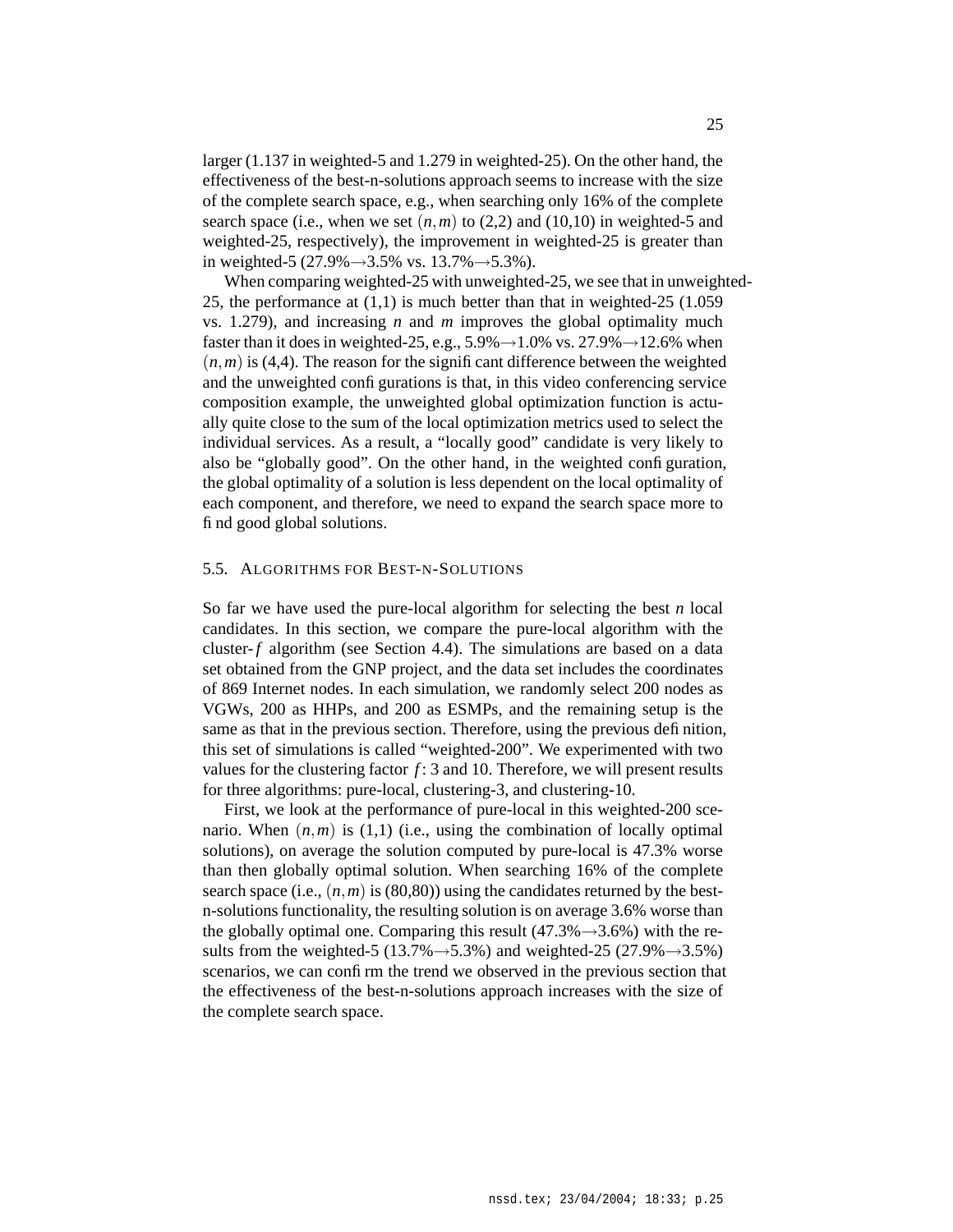larger (1.137 in weighted-5 and 1.279 in weighted-25). On the other hand, the effectiveness of the best-n-solutions approach seems to increase with the size of the complete search space, e.g., when searching only 16% of the complete search space (i.e., when we set $(n,m)$ to (2,2) and (10,10) in weighted-5 and weighted-25, respectively), the improvement in weighted-25 is greater than in weighted-5 (27.9%→3.5% vs. 13.7%→5.3%).

When comparing weighted-25 with unweighted-25, we see that in unweighted-25, the performance at (1,1) is much better than that in weighted-25 (1.059 vs. 1.279), and increasing $n$ and $m$ improves the global optimality much faster than it does in weighted-25, e.g., 5.9%→1.0% vs. 27.9%→12.6% when $(n,m)$ is (4,4). The reason for the significant difference between the weighted and the unweighted configurations is that, in this video conferencing service composition example, the unweighted global optimization function is actually quite close to the sum of the local optimization metrics used to select the individual services. As a result, a "locally good" candidate is very likely to also be "globally good". On the other hand, in the weighted configuration, the global optimality of a solution is less dependent on the local optimality of each component, and therefore, we need to expand the search space more to find good global solutions.

### 5.5. Algorithms for Best-n-Solutions

So far we have used the pure-local algorithm for selecting the best $n$ local candidates. In this section, we compare the pure-local algorithm with the cluster-$f$ algorithm (see Section 4.4). The simulations are based on a data set obtained from the GNP project, and the data set includes the coordinates of 869 Internet nodes. In each simulation, we randomly select 200 nodes as VGWs, 200 as HHPs, and 200 as ESMPs, and the remaining setup is the same as that in the previous section. Therefore, using the previous definition, this set of simulations is called "weighted-200". We experimented with two values for the clustering factor $f$: 3 and 10. Therefore, we will present results for three algorithms: pure-local, clustering-3, and clustering-10.

First, we look at the performance of pure-local in this weighted-200 scenario. When $(n,m)$ is (1,1) (i.e., using the combination of locally optimal solutions), on average the solution computed by pure-local is 47.3% worse than then globally optimal solution. When searching 16% of the complete search space (i.e., $(n,m)$ is (80,80)) using the candidates returned by the best-n-solutions functionality, the resulting solution is on average 3.6% worse than the globally optimal one. Comparing this result (47.3%→3.6%) with the results from the weighted-5 (13.7%→5.3%) and weighted-25 (27.9%→3.5%) scenarios, we can confirm the trend we observed in the previous section that the effectiveness of the best-n-solutions approach increases with the size of the complete search space.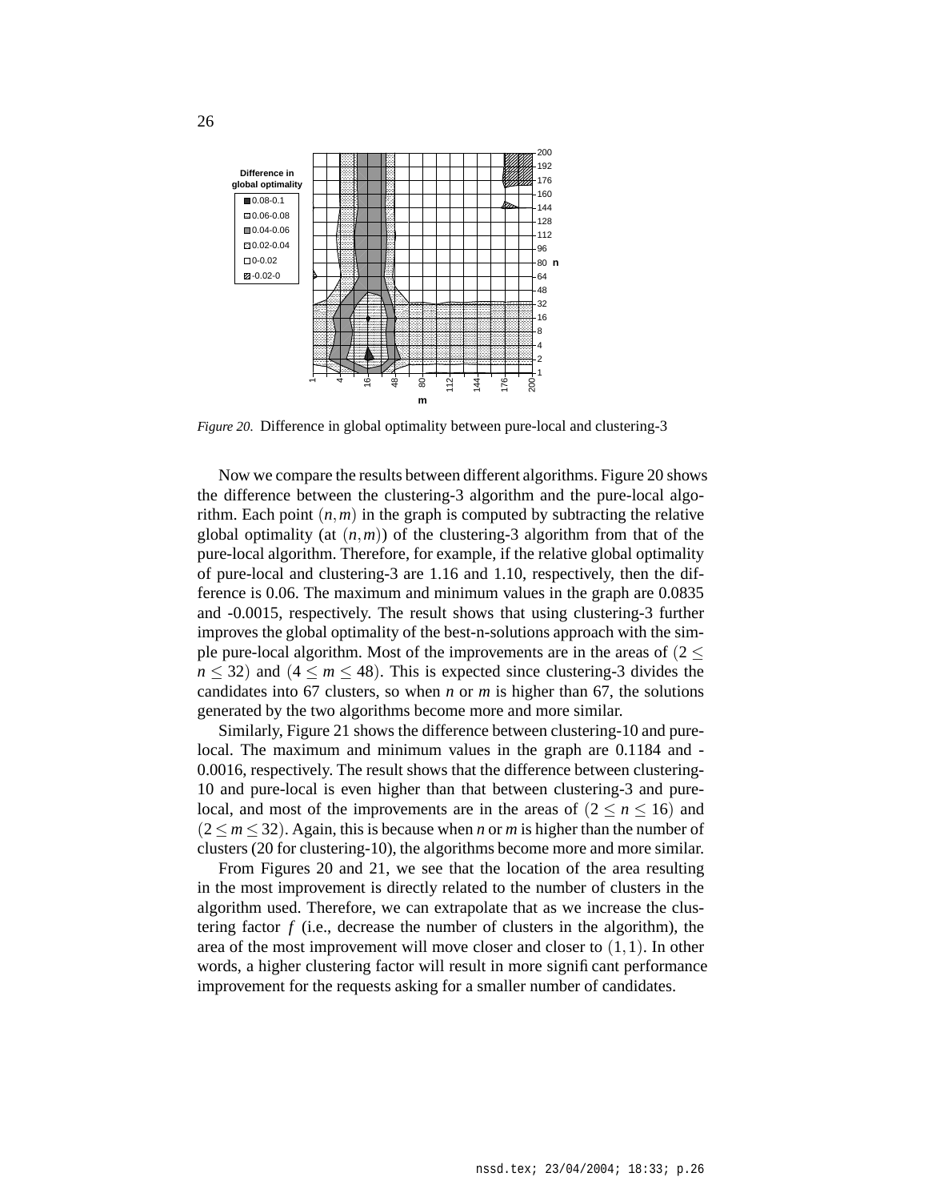Figure 20. Difference in global optimality between pure-local and clustering-3

Now we compare the results between different algorithms. Figure 20 shows the difference between the clustering-3 algorithm and the pure-local algorithm. Each point $(n,m)$ in the graph is computed by subtracting the relative global optimality (at $(n,m)$) of the clustering-3 algorithm from that of the pure-local algorithm. Therefore, for example, if the relative global optimality of pure-local and clustering-3 are 1.16 and 1.10, respectively, then the difference is 0.06. The maximum and minimum values in the graph are 0.0835 and -0.0015, respectively. The result shows that using clustering-3 further improves the global optimality of the best-n-solutions approach with the simple pure-local algorithm. Most of the improvements are in the areas of $(2 \leq n \leq 32)$ and $(4 \leq m \leq 48)$. This is expected since clustering-3 divides the candidates into 67 clusters, so when $n$ or $m$ is higher than 67, the solutions generated by the two algorithms become more and more similar.

Similarly, Figure 21 shows the difference between clustering-10 and pure-local. The maximum and minimum values in the graph are 0.1184 and -0.0016, respectively. The result shows that the difference between clustering-10 and pure-local is even higher than that between clustering-3 and pure-local, and most of the improvements are in the areas of $(2 \leq n \leq 16)$ and $(2 \leq m \leq 32)$. Again, this is because when $n$ or $m$ is higher than the number of clusters (20 for clustering-10), the algorithms become more and more similar.

From Figures 20 and 21, we see that the location of the area resulting in the most improvement is directly related to the number of clusters in the algorithm used. Therefore, we can extrapolate that as we increase the clustering factor $f$ (i.e., decrease the number of clusters in the algorithm), the area of the most improvement will move closer and closer to $(1,1)$. In other words, a higher clustering factor will result in more significant performance improvement for the requests asking for a smaller number of candidates.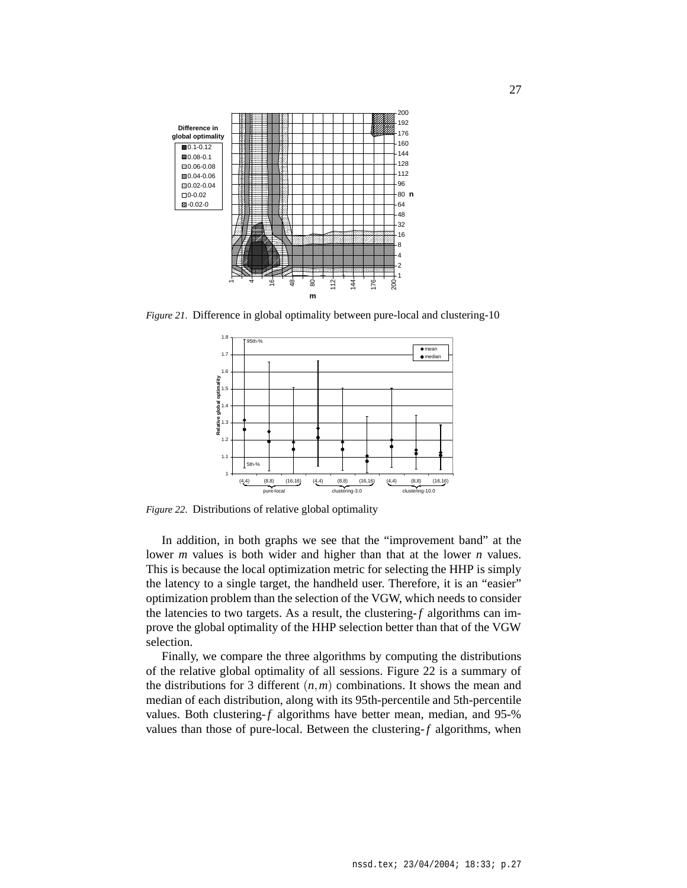*Figure 21.* Difference in global optimality between pure-local and clustering-10

*Figure 22.* Distributions of relative global optimality

In addition, in both graphs we see that the "improvement band" at the lower $m$ values is both wider and higher than that at the lower $n$ values. This is because the local optimization metric for selecting the HHP is simply the latency to a single target, the handheld user. Therefore, it is an "easier" optimization problem than the selection of the VGW, which needs to consider the latencies to two targets. As a result, the clustering-$f$ algorithms can improve the global optimality of the HHP selection better than that of the VGW selection.

Finally, we compare the three algorithms by computing the distributions of the relative global optimality of all sessions. Figure 22 is a summary of the distributions for 3 different $(n,m)$ combinations. It shows the mean and median of each distribution, along with its 95th-percentile and 5th-percentile values. Both clustering-$f$ algorithms have better mean, median, and 95-% values than those of pure-local. Between the clustering-$f$ algorithms, when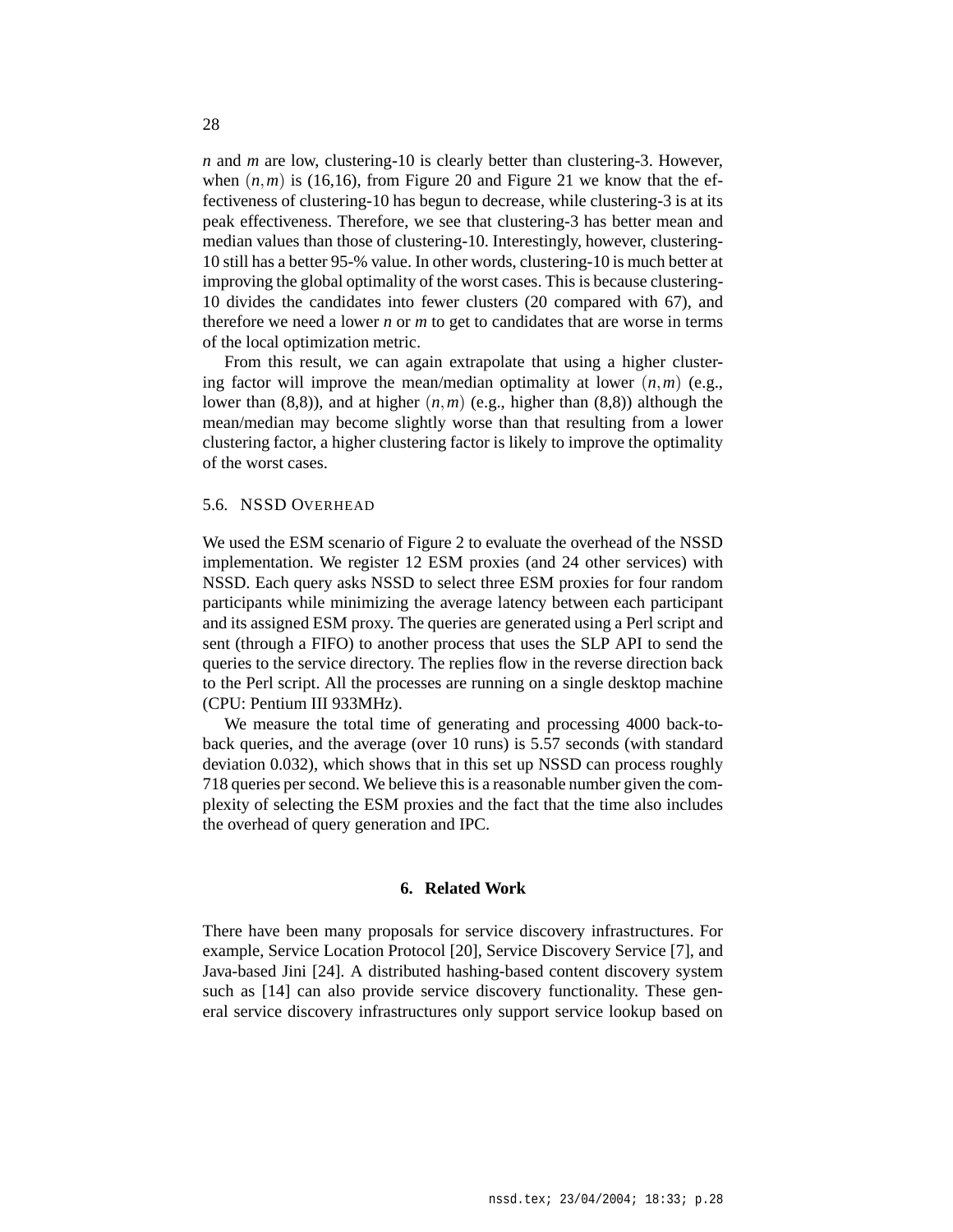$n$ and $m$ are low, clustering-10 is clearly better than clustering-3. However, when $(n,m)$ is (16,16), from Figure 20 and Figure 21 we know that the effectiveness of clustering-10 has begun to decrease, while clustering-3 is at its peak effectiveness. Therefore, we see that clustering-3 has better mean and median values than those of clustering-10. Interestingly, however, clustering-10 still has a better 95-% value. In other words, clustering-10 is much better at improving the global optimality of the worst cases. This is because clustering-10 divides the candidates into fewer clusters (20 compared with 67), and therefore we need a lower $n$ or $m$ to get to candidates that are worse in terms of the local optimization metric.

From this result, we can again extrapolate that using a higher clustering factor will improve the mean/median optimality at lower $(n,m)$ (e.g., lower than (8,8)), and at higher $(n,m)$ (e.g., higher than (8,8)) although the mean/median may become slightly worse than that resulting from a lower clustering factor, a higher clustering factor is likely to improve the optimality of the worst cases.

### 5.6. NSSD Overhead

We used the ESM scenario of Figure 2 to evaluate the overhead of the NSSD implementation. We register 12 ESM proxies (and 24 other services) with NSSD. Each query asks NSSD to select three ESM proxies for four random participants while minimizing the average latency between each participant and its assigned ESM proxy. The queries are generated using a Perl script and sent (through a FIFO) to another process that uses the SLP API to send the queries to the service directory. The replies flow in the reverse direction back to the Perl script. All the processes are running on a single desktop machine (CPU: Pentium III 933MHz).

We measure the total time of generating and processing 4000 back-to-back queries, and the average (over 10 runs) is 5.57 seconds (with standard deviation 0.032), which shows that in this set up NSSD can process roughly 718 queries per second. We believe this is a reasonable number given the complexity of selecting the ESM proxies and the fact that the time also includes the overhead of query generation and IPC.

## 6. Related Work

There have been many proposals for service discovery infrastructures. For example, Service Location Protocol [20], Service Discovery Service [7], and Java-based Jini [24]. A distributed hashing-based content discovery system such as [14] can also provide service discovery functionality. These general service discovery infrastructures only support service lookup based on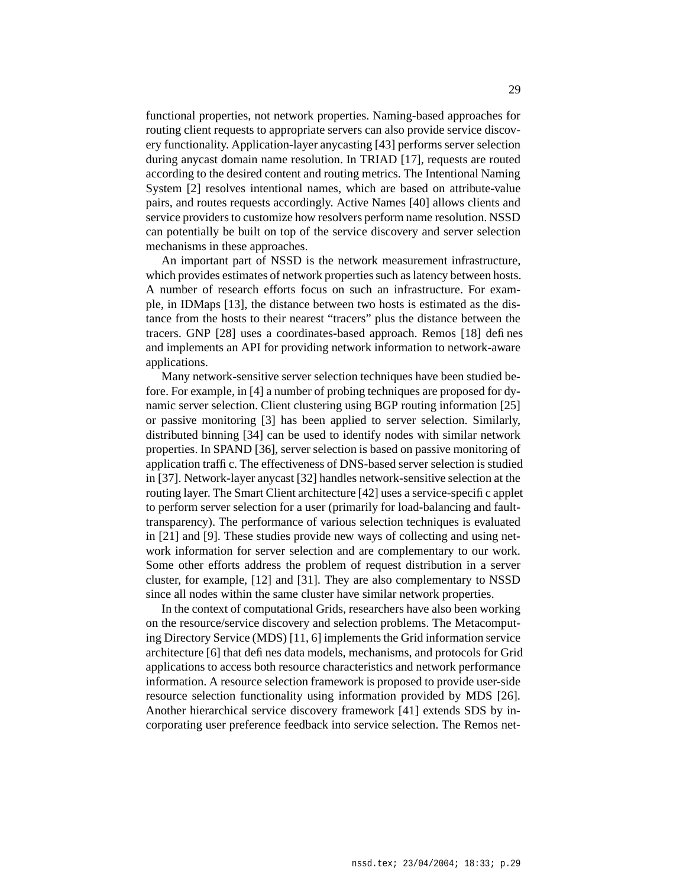functional properties, not network properties. Naming-based approaches for routing client requests to appropriate servers can also provide service discovery functionality. Application-layer anycasting [43] performs server selection during anycast domain name resolution. In TRIAD [17], requests are routed according to the desired content and routing metrics. The Intentional Naming System [2] resolves intentional names, which are based on attribute-value pairs, and routes requests accordingly. Active Names [40] allows clients and service providers to customize how resolvers perform name resolution. NSSD can potentially be built on top of the service discovery and server selection mechanisms in these approaches.

An important part of NSSD is the network measurement infrastructure, which provides estimates of network properties such as latency between hosts. A number of research efforts focus on such an infrastructure. For example, in IDMaps [13], the distance between two hosts is estimated as the distance from the hosts to their nearest "tracers" plus the distance between the tracers. GNP [28] uses a coordinates-based approach. Remos [18] defines and implements an API for providing network information to network-aware applications.

Many network-sensitive server selection techniques have been studied before. For example, in [4] a number of probing techniques are proposed for dynamic server selection. Client clustering using BGP routing information [25] or passive monitoring [3] has been applied to server selection. Similarly, distributed binning [34] can be used to identify nodes with similar network properties. In SPAND [36], server selection is based on passive monitoring of application traffic. The effectiveness of DNS-based server selection is studied in [37]. Network-layer anycast [32] handles network-sensitive selection at the routing layer. The Smart Client architecture [42] uses a service-specific applet to perform server selection for a user (primarily for load-balancing and fault-transparency). The performance of various selection techniques is evaluated in [21] and [9]. These studies provide new ways of collecting and using network information for server selection and are complementary to our work. Some other efforts address the problem of request distribution in a server cluster, for example, [12] and [31]. They are also complementary to NSSD since all nodes within the same cluster have similar network properties.

In the context of computational Grids, researchers have also been working on the resource/service discovery and selection problems. The Metacomputing Directory Service (MDS) [11, 6] implements the Grid information service architecture [6] that defines data models, mechanisms, and protocols for Grid applications to access both resource characteristics and network performance information. A resource selection framework is proposed to provide user-side resource selection functionality using information provided by MDS [26]. Another hierarchical service discovery framework [41] extends SDS by incorporating user preference feedback into service selection. The Remos net-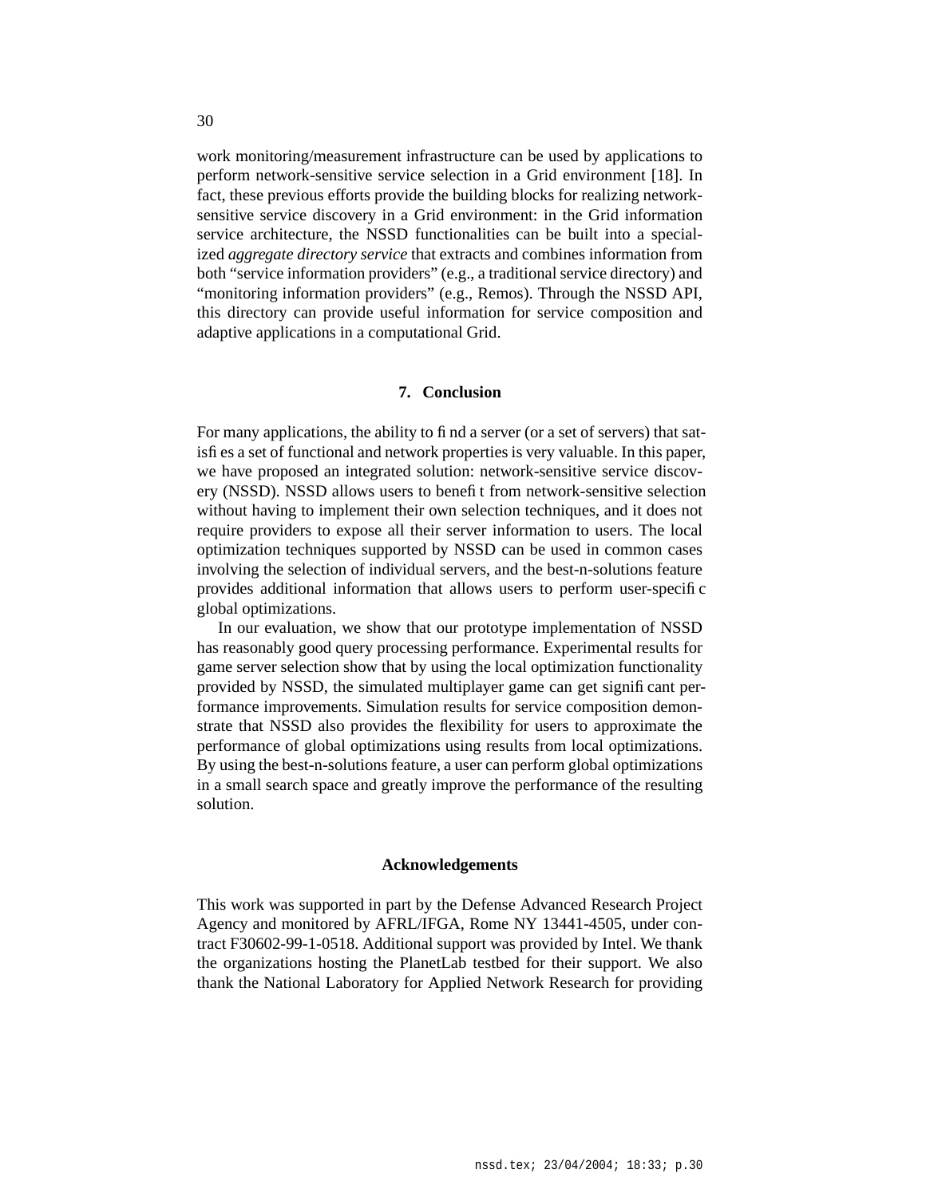work monitoring/measurement infrastructure can be used by applications to perform network-sensitive service selection in a Grid environment [18]. In fact, these previous efforts provide the building blocks for realizing network-sensitive service discovery in a Grid environment: in the Grid information service architecture, the NSSD functionalities can be built into a specialized *aggregate directory service* that extracts and combines information from both "service information providers" (e.g., a traditional service directory) and "monitoring information providers" (e.g., Remos). Through the NSSD API, this directory can provide useful information for service composition and adaptive applications in a computational Grid.

## 7. Conclusion

For many applications, the ability to find a server (or a set of servers) that satisfies a set of functional and network properties is very valuable. In this paper, we have proposed an integrated solution: network-sensitive service discovery (NSSD). NSSD allows users to benefit from network-sensitive selection without having to implement their own selection techniques, and it does not require providers to expose all their server information to users. The local optimization techniques supported by NSSD can be used in common cases involving the selection of individual servers, and the best-n-solutions feature provides additional information that allows users to perform user-specific global optimizations.

In our evaluation, we show that our prototype implementation of NSSD has reasonably good query processing performance. Experimental results for game server selection show that by using the local optimization functionality provided by NSSD, the simulated multiplayer game can get significant performance improvements. Simulation results for service composition demonstrate that NSSD also provides the flexibility for users to approximate the performance of global optimizations using results from local optimizations. By using the best-n-solutions feature, a user can perform global optimizations in a small search space and greatly improve the performance of the resulting solution.

## Acknowledgements

This work was supported in part by the Defense Advanced Research Project Agency and monitored by AFRL/IFGA, Rome NY 13441-4505, under contract F30602-99-1-0518. Additional support was provided by Intel. We thank the organizations hosting the PlanetLab testbed for their support. We also thank the National Laboratory for Applied Network Research for providing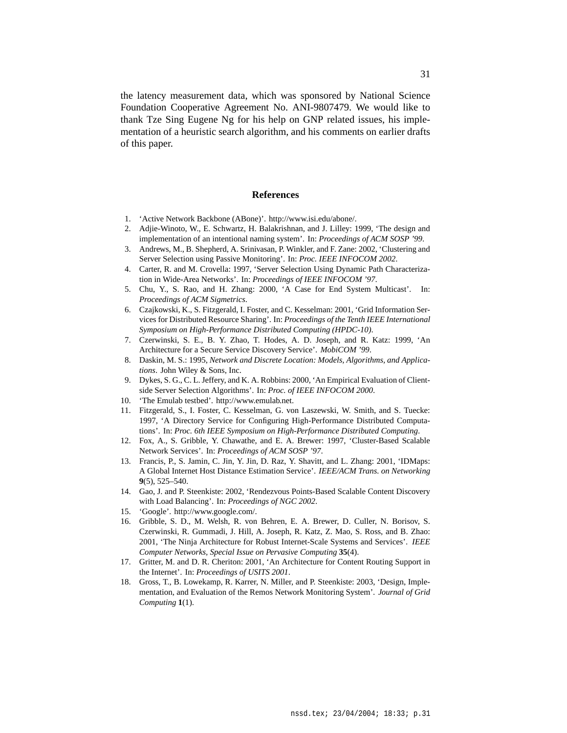the latency measurement data, which was sponsored by National Science Foundation Cooperative Agreement No. ANI-9807479. We would like to thank Tze Sing Eugene Ng for his help on GNP related issues, his implementation of a heuristic search algorithm, and his comments on earlier drafts of this paper.

## References

1. 'Active Network Backbone (ABone)'. http://www.isi.edu/abone/.
2. Adjie-Winoto, W., E. Schwartz, H. Balakrishnan, and J. Lilley: 1999, 'The design and implementation of an intentional naming system'. In: *Proceedings of ACM SOSP '99*.
3. Andrews, M., B. Shepherd, A. Srinivasan, P. Winkler, and F. Zane: 2002, 'Clustering and Server Selection using Passive Monitoring'. In: *Proc. IEEE INFOCOM 2002*.
4. Carter, R. and M. Crovella: 1997, 'Server Selection Using Dynamic Path Characterization in Wide-Area Networks'. In: *Proceedings of IEEE INFOCOM '97*.
5. Chu, Y., S. Rao, and H. Zhang: 2000, 'A Case for End System Multicast'. In: *Proceedings of ACM Sigmetrics*.
6. Czajkowski, K., S. Fitzgerald, I. Foster, and C. Kesselman: 2001, 'Grid Information Services for Distributed Resource Sharing'. In: *Proceedings of the Tenth IEEE International Symposium on High-Performance Distributed Computing (HPDC-10)*.
7. Czerwinski, S. E., B. Y. Zhao, T. Hodes, A. D. Joseph, and R. Katz: 1999, 'An Architecture for a Secure Service Discovery Service'. *MobiCOM '99*.
8. Daskin, M. S.: 1995, *Network and Discrete Location: Models, Algorithms, and Applications*. John Wiley & Sons, Inc.
9. Dykes, S. G., C. L. Jeffery, and K. A. Robbins: 2000, 'An Empirical Evaluation of Client-side Server Selection Algorithms'. In: *Proc. of IEEE INFOCOM 2000*.
10. 'The Emulab testbed'. http://www.emulab.net.
11. Fitzgerald, S., I. Foster, C. Kesselman, G. von Laszewski, W. Smith, and S. Tuecke: 1997, 'A Directory Service for Configuring High-Performance Distributed Computations'. In: *Proc. 6th IEEE Symposium on High-Performance Distributed Computing*.
12. Fox, A., S. Gribble, Y. Chawathe, and E. A. Brewer: 1997, 'Cluster-Based Scalable Network Services'. In: *Proceedings of ACM SOSP '97*.
13. Francis, P., S. Jamin, C. Jin, Y. Jin, D. Raz, Y. Shavitt, and L. Zhang: 2001, 'IDMaps: A Global Internet Host Distance Estimation Service'. *IEEE/ACM Trans. on Networking* **9**(5), 525–540.
14. Gao, J. and P. Steenkiste: 2002, 'Rendezvous Points-Based Scalable Content Discovery with Load Balancing'. In: *Proceedings of NGC 2002*.
15. 'Google'. http://www.google.com/.
16. Gribble, S. D., M. Welsh, R. von Behren, E. A. Brewer, D. Culler, N. Borisov, S. Czerwinski, R. Gummadi, J. Hill, A. Joseph, R. Katz, Z. Mao, S. Ross, and B. Zhao: 2001, 'The Ninja Architecture for Robust Internet-Scale Systems and Services'. *IEEE Computer Networks, Special Issue on Pervasive Computing* **35**(4).
17. Gritter, M. and D. R. Cheriton: 2001, 'An Architecture for Content Routing Support in the Internet'. In: *Proceedings of USITS 2001*.
18. Gross, T., B. Lowekamp, R. Karrer, N. Miller, and P. Steenkiste: 2003, 'Design, Implementation, and Evaluation of the Remos Network Monitoring System'. *Journal of Grid Computing* **1**(1).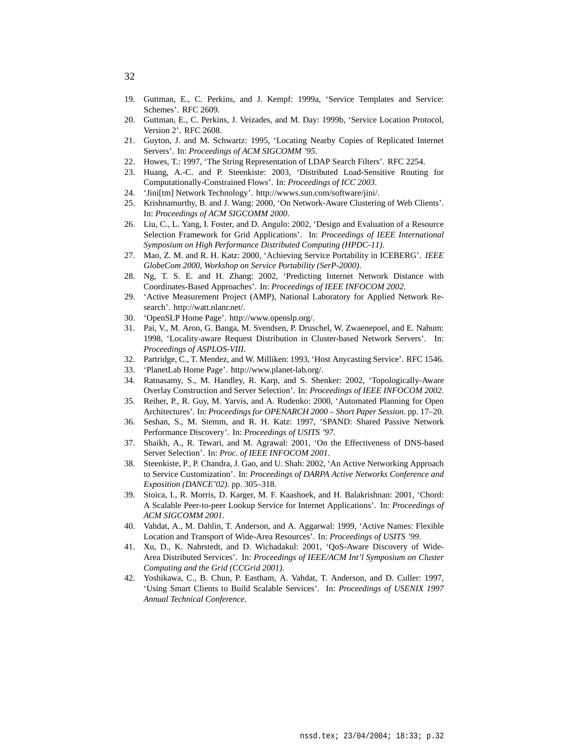19. Guttman, E., C. Perkins, and J. Kempf: 1999a, ‘Service Templates and Service: Schemes’. RFC 2609.
20. Guttman, E., C. Perkins, J. Veizades, and M. Day: 1999b, ‘Service Location Protocol, Version 2’. RFC 2608.
21. Guyton, J. and M. Schwartz: 1995, ‘Locating Nearby Copies of Replicated Internet Servers’. In: *Proceedings of ACM SIGCOMM ’95*.
22. Howes, T.: 1997, ‘The String Representation of LDAP Search Filters’. RFC 2254.
23. Huang, A.-C. and P. Steenkiste: 2003, ‘Distributed Load-Sensitive Routing for Computationally-Constrained Flows’. In: *Proceedings of ICC 2003*.
24. ‘Jini[tm] Network Technology’. http://wwws.sun.com/software/jini/.
25. Krishnamurthy, B. and J. Wang: 2000, ‘On Network-Aware Clustering of Web Clients’. In: *Proceedings of ACM SIGCOMM 2000*.
26. Liu, C., L. Yang, I. Foster, and D. Angulo: 2002, ‘Design and Evaluation of a Resource Selection Framework for Grid Applications’. In: *Proceedings of IEEE International Symposium on High Performance Distributed Computing (HPDC-11)*.
27. Mao, Z. M. and R. H. Katz: 2000, ‘Achieving Service Portability in ICEBERG’. *IEEE GlobeCom 2000, Workshop on Service Portability (SerP-2000)*.
28. Ng, T. S. E. and H. Zhang: 2002, ‘Predicting Internet Network Distance with Coordinates-Based Approaches’. In: *Proceedings of IEEE INFOCOM 2002*.
29. ‘Active Measurement Project (AMP), National Laboratory for Applied Network Research’. http://watt.nlanr.net/.
30. ‘OpenSLP Home Page’. http://www.openslp.org/.
31. Pai, V., M. Aron, G. Banga, M. Svendsen, P. Druschel, W. Zwaenepoel, and E. Nahum: 1998, ‘Locality-aware Request Distribution in Cluster-based Network Servers’. In: *Proceedings of ASPLOS-VIII*.
32. Partridge, C., T. Mendez, and W. Milliken: 1993, ‘Host Anycasting Service’. RFC 1546.
33. ‘PlanetLab Home Page’. http://www.planet-lab.org/.
34. Ratnasamy, S., M. Handley, R. Karp, and S. Shenker: 2002, ‘Topologically-Aware Overlay Construction and Server Selection’. In: *Proceedings of IEEE INFOCOM 2002*.
35. Reiher, P., R. Guy, M. Yarvis, and A. Rudenko: 2000, ‘Automated Planning for Open Architectures’. In: *Proceedings for OPENARCH 2000 – Short Paper Session*. pp. 17–20.
36. Seshan, S., M. Stemm, and R. H. Katz: 1997, ‘SPAND: Shared Passive Network Performance Discovery’. In: *Proceedings of USITS ’97*.
37. Shaikh, A., R. Tewari, and M. Agrawal: 2001, ‘On the Effectiveness of DNS-based Server Selection’. In: *Proc. of IEEE INFOCOM 2001*.
38. Steenkiste, P., P. Chandra, J. Gao, and U. Shah: 2002, ‘An Active Networking Approach to Service Customization’. In: *Proceedings of DARPA Active Networks Conference and Exposition (DANCE’02)*. pp. 305–318.
39. Stoica, I., R. Morris, D. Karger, M. F. Kaashoek, and H. Balakrishnan: 2001, ‘Chord: A Scalable Peer-to-peer Lookup Service for Internet Applications’. In: *Proceedings of ACM SIGCOMM 2001*.
40. Vahdat, A., M. Dahlin, T. Anderson, and A. Aggarwal: 1999, ‘Active Names: Flexible Location and Transport of Wide-Area Resources’. In: *Proceedings of USITS ’99*.
41. Xu, D., K. Nahrstedt, and D. Wichadakul: 2001, ‘QoS-Aware Discovery of Wide-Area Distributed Services’. In: *Proceedings of IEEE/ACM Int’l Symposium on Cluster Computing and the Grid (CCGrid 2001)*.
42. Yoshikawa, C., B. Chun, P. Eastham, A. Vahdat, T. Anderson, and D. Culler: 1997, ‘Using Smart Clients to Build Scalable Services’. In: *Proceedings of USENIX 1997 Annual Technical Conference*.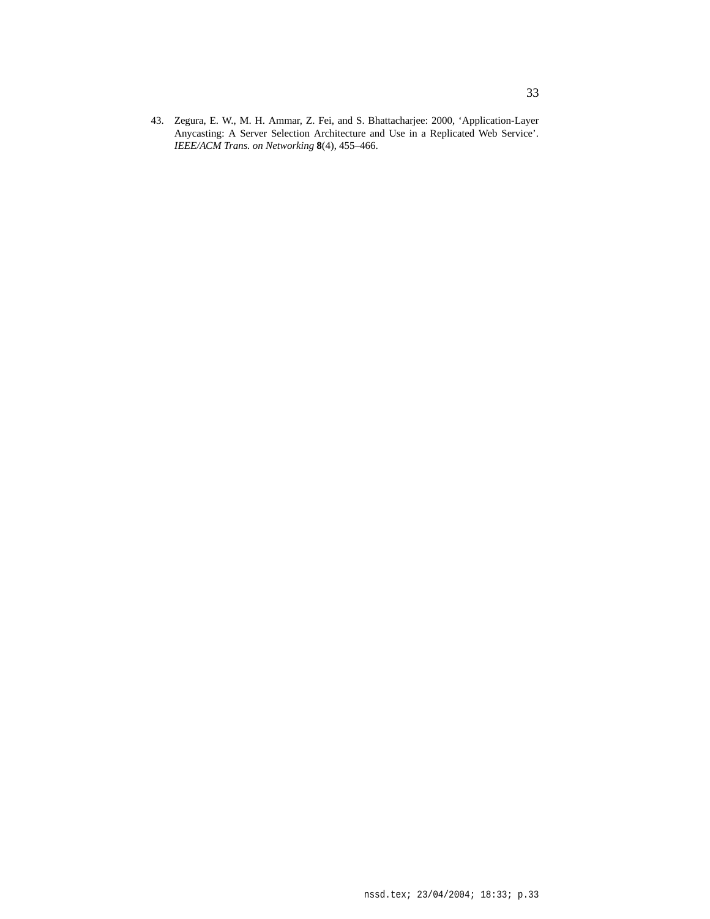43. Zegura, E. W., M. H. Ammar, Z. Fei, and S. Bhattacharjee: 2000, 'Application-Layer Anycasting: A Server Selection Architecture and Use in a Replicated Web Service'. *IEEE/ACM Trans. on Networking* **8**(4), 455–466.